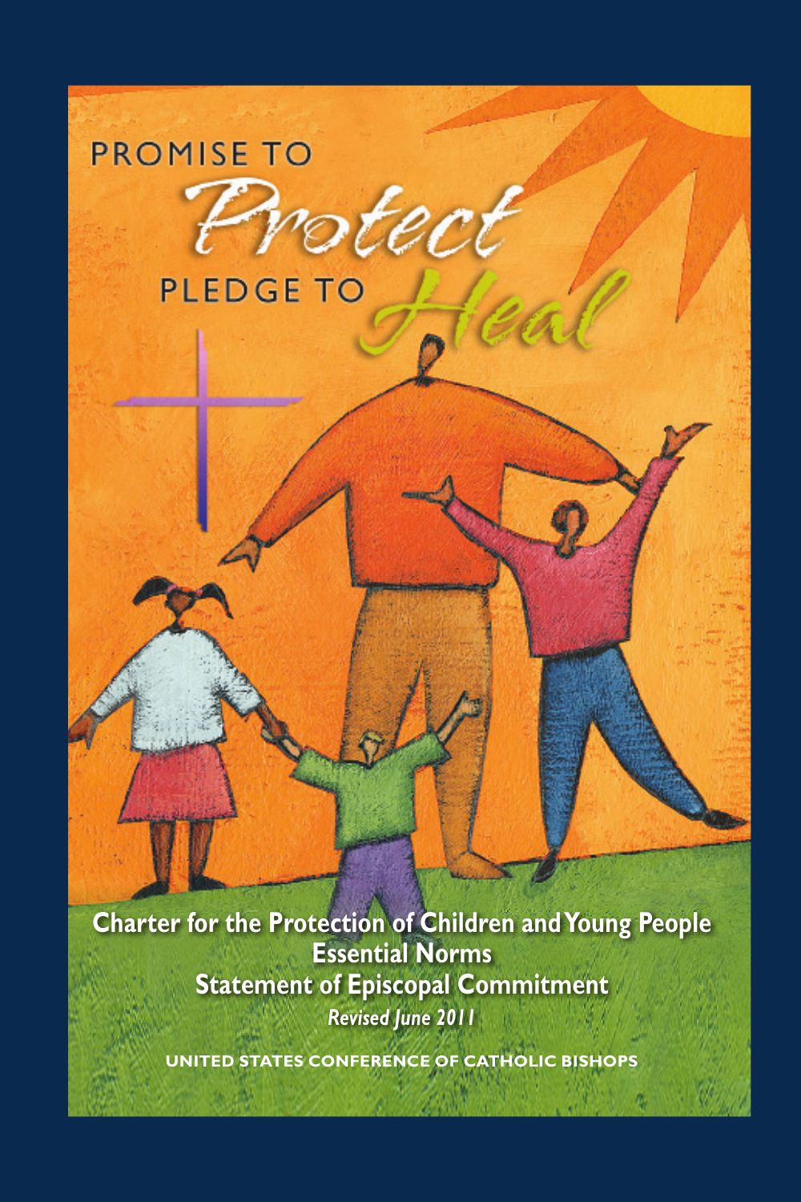# PROMISE TO *Protect*

# PLEDGE TO *Heal*

**Charter for the Protection of Children and Young People**
**Essential Norms**
**Statement of Episcopal Commitment**
***Revised June 2011***

UNITED STATES CONFERENCE OF CATHOLIC BISHOPS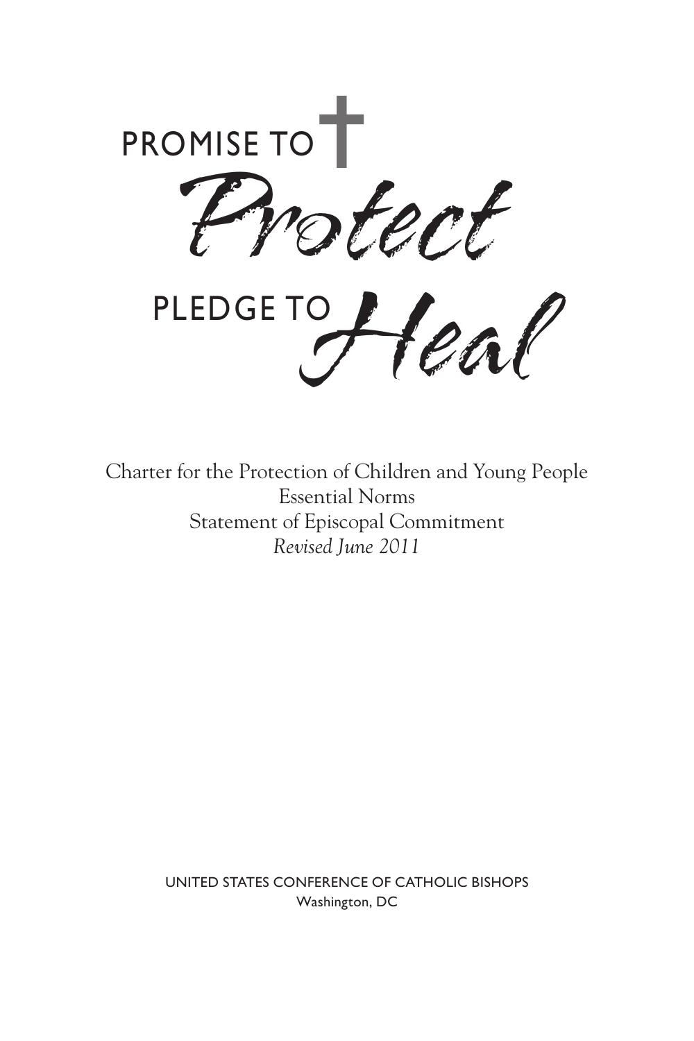# PROMISE TO *Protect*

# PLEDGE TO *Heal*

Charter for the Protection of Children and Young People
Essential Norms
Statement of Episcopal Commitment
*Revised June 2011*

UNITED STATES CONFERENCE OF CATHOLIC BISHOPS
Washington, DC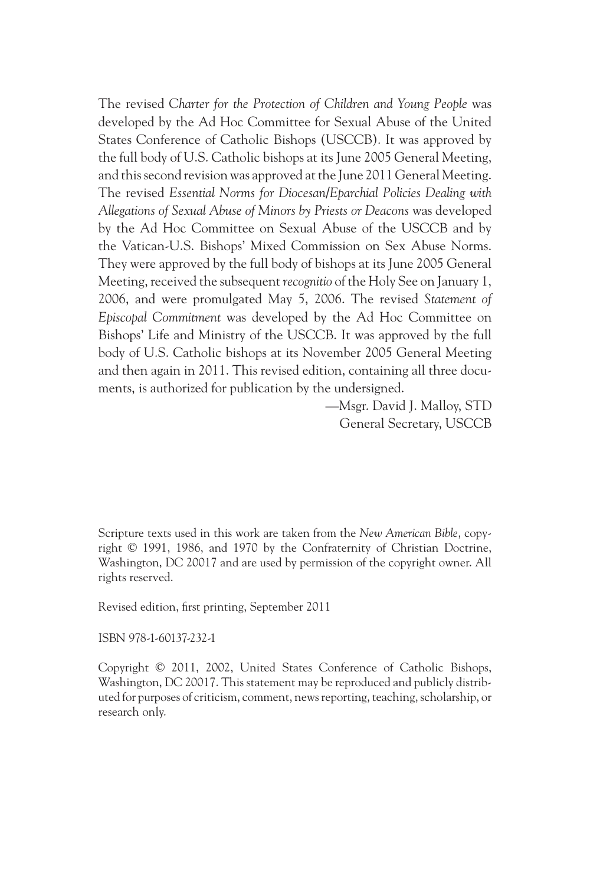The revised *Charter for the Protection of Children and Young People* was developed by the Ad Hoc Committee for Sexual Abuse of the United States Conference of Catholic Bishops (USCCB). It was approved by the full body of U.S. Catholic bishops at its June 2005 General Meeting, and this second revision was approved at the June 2011 General Meeting. The revised *Essential Norms for Diocesan/Eparchial Policies Dealing with Allegations of Sexual Abuse of Minors by Priests or Deacons* was developed by the Ad Hoc Committee on Sexual Abuse of the USCCB and by the Vatican-U.S. Bishops' Mixed Commission on Sex Abuse Norms. They were approved by the full body of bishops at its June 2005 General Meeting, received the subsequent *recognitio* of the Holy See on January 1, 2006, and were promulgated May 5, 2006. The revised *Statement of Episcopal Commitment* was developed by the Ad Hoc Committee on Bishops' Life and Ministry of the USCCB. It was approved by the full body of U.S. Catholic bishops at its November 2005 General Meeting and then again in 2011. This revised edition, containing all three documents, is authorized for publication by the undersigned.

—Msgr. David J. Malloy, STD
General Secretary, USCCB

Scripture texts used in this work are taken from the *New American Bible*, copyright © 1991, 1986, and 1970 by the Confraternity of Christian Doctrine, Washington, DC 20017 and are used by permission of the copyright owner. All rights reserved.

Revised edition, first printing, September 2011

ISBN 978-1-60137-232-1

Copyright © 2011, 2002, United States Conference of Catholic Bishops, Washington, DC 20017. This statement may be reproduced and publicly distributed for purposes of criticism, comment, news reporting, teaching, scholarship, or research only.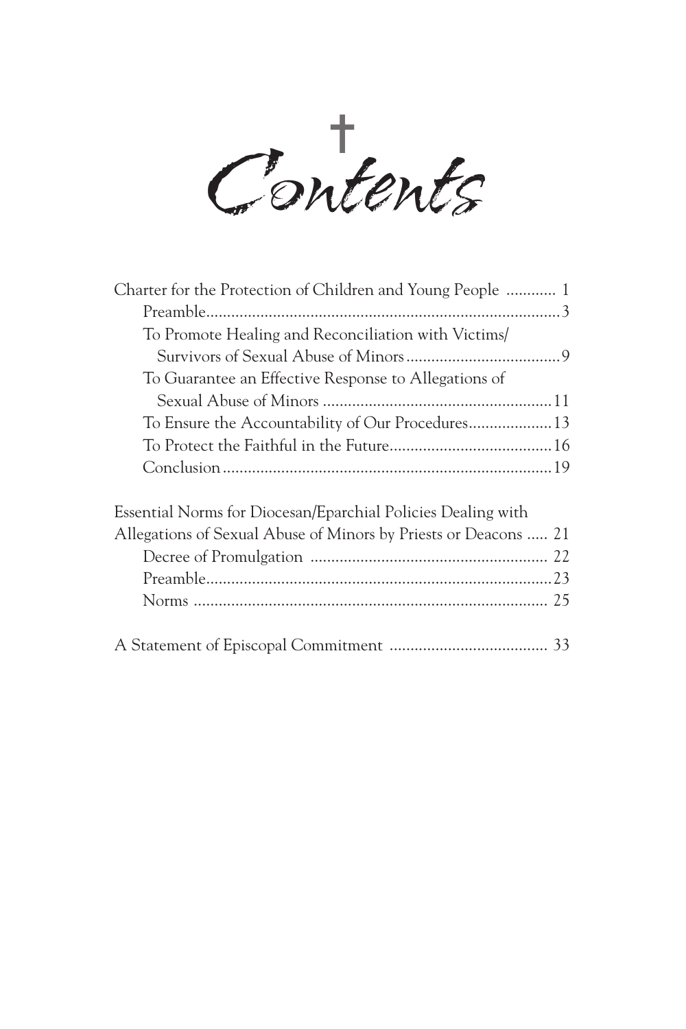# Contents

Charter for the Protection of Children and Young People ............ 1

- Preamble .................................................................................3
- To Promote Healing and Reconciliation with Victims/ Survivors of Sexual Abuse of Minors ....................................9
- To Guarantee an Effective Response to Allegations of Sexual Abuse of Minors ......................................................11
- To Ensure the Accountability of Our Procedures ....................13
- To Protect the Faithful in the Future .......................................16
- Conclusion ..............................................................................19

Essential Norms for Diocesan/Eparchial Policies Dealing with Allegations of Sexual Abuse of Minors by Priests or Deacons ..... 21

- Decree of Promulgation ......................................................... 22
- Preamble .................................................................................23
- Norms .................................................................................... 25

A Statement of Episcopal Commitment ...................................... 33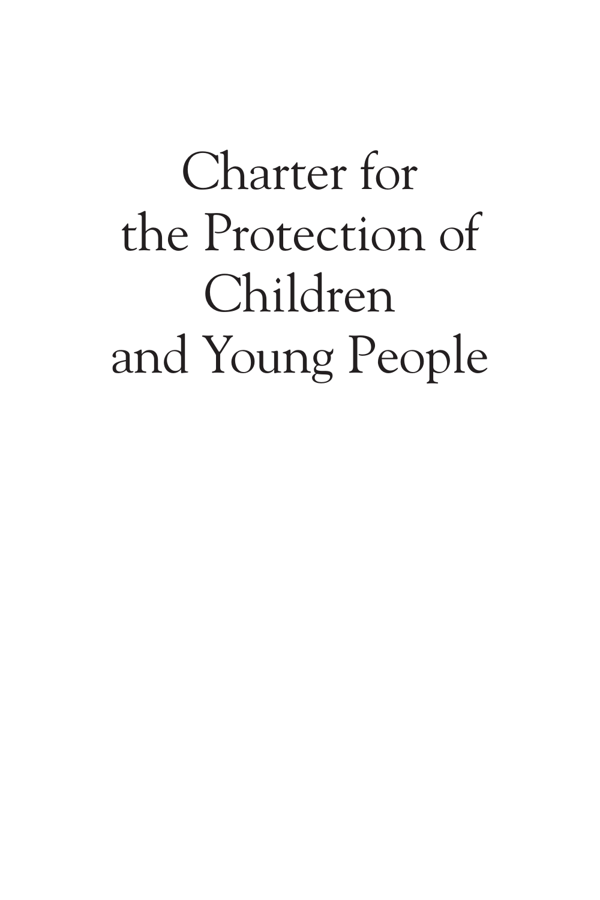# Charter for the Protection of Children and Young People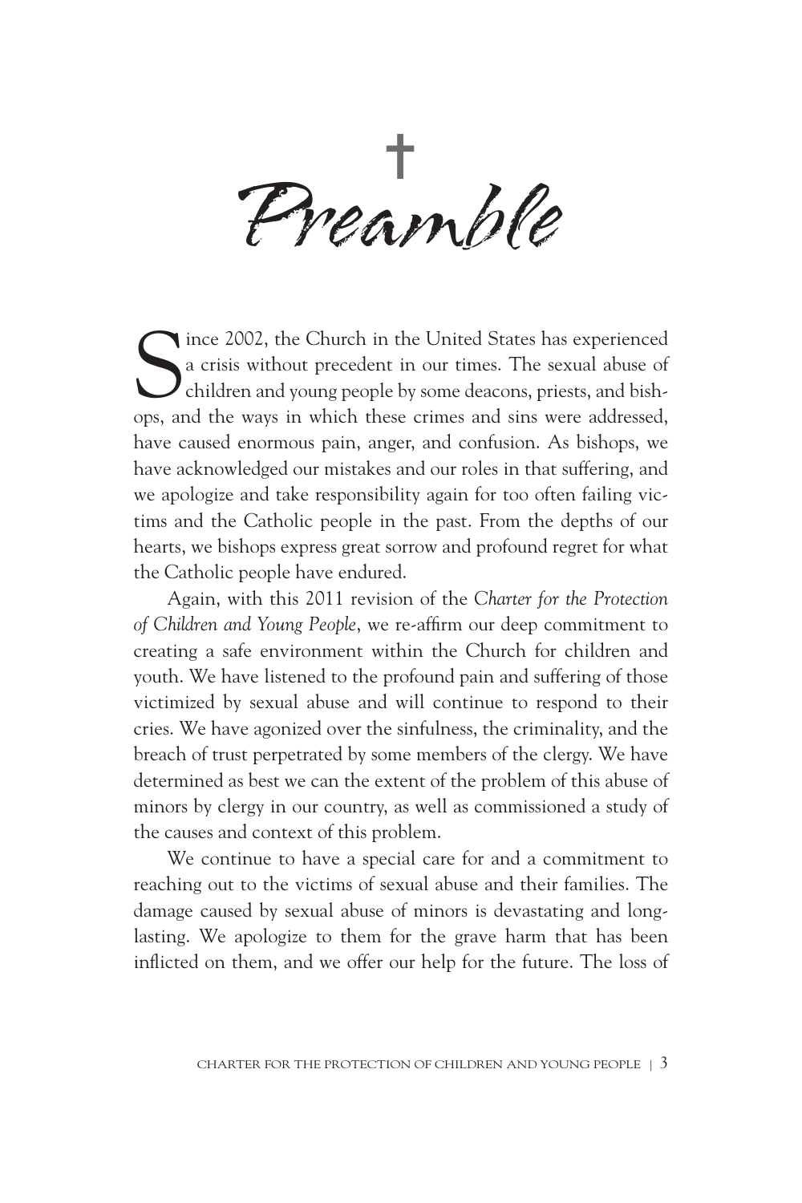# Preamble

Since 2002, the Church in the United States has experienced a crisis without precedent in our times. The sexual abuse of children and young people by some deacons, priests, and bishops, and the ways in which these crimes and sins were addressed, have caused enormous pain, anger, and confusion. As bishops, we have acknowledged our mistakes and our roles in that suffering, and we apologize and take responsibility again for too often failing victims and the Catholic people in the past. From the depths of our hearts, we bishops express great sorrow and profound regret for what the Catholic people have endured.

Again, with this 2011 revision of the *Charter for the Protection of Children and Young People*, we re-affirm our deep commitment to creating a safe environment within the Church for children and youth. We have listened to the profound pain and suffering of those victimized by sexual abuse and will continue to respond to their cries. We have agonized over the sinfulness, the criminality, and the breach of trust perpetrated by some members of the clergy. We have determined as best we can the extent of the problem of this abuse of minors by clergy in our country, as well as commissioned a study of the causes and context of this problem.

We continue to have a special care for and a commitment to reaching out to the victims of sexual abuse and their families. The damage caused by sexual abuse of minors is devastating and long-lasting. We apologize to them for the grave harm that has been inflicted on them, and we offer our help for the future. The loss of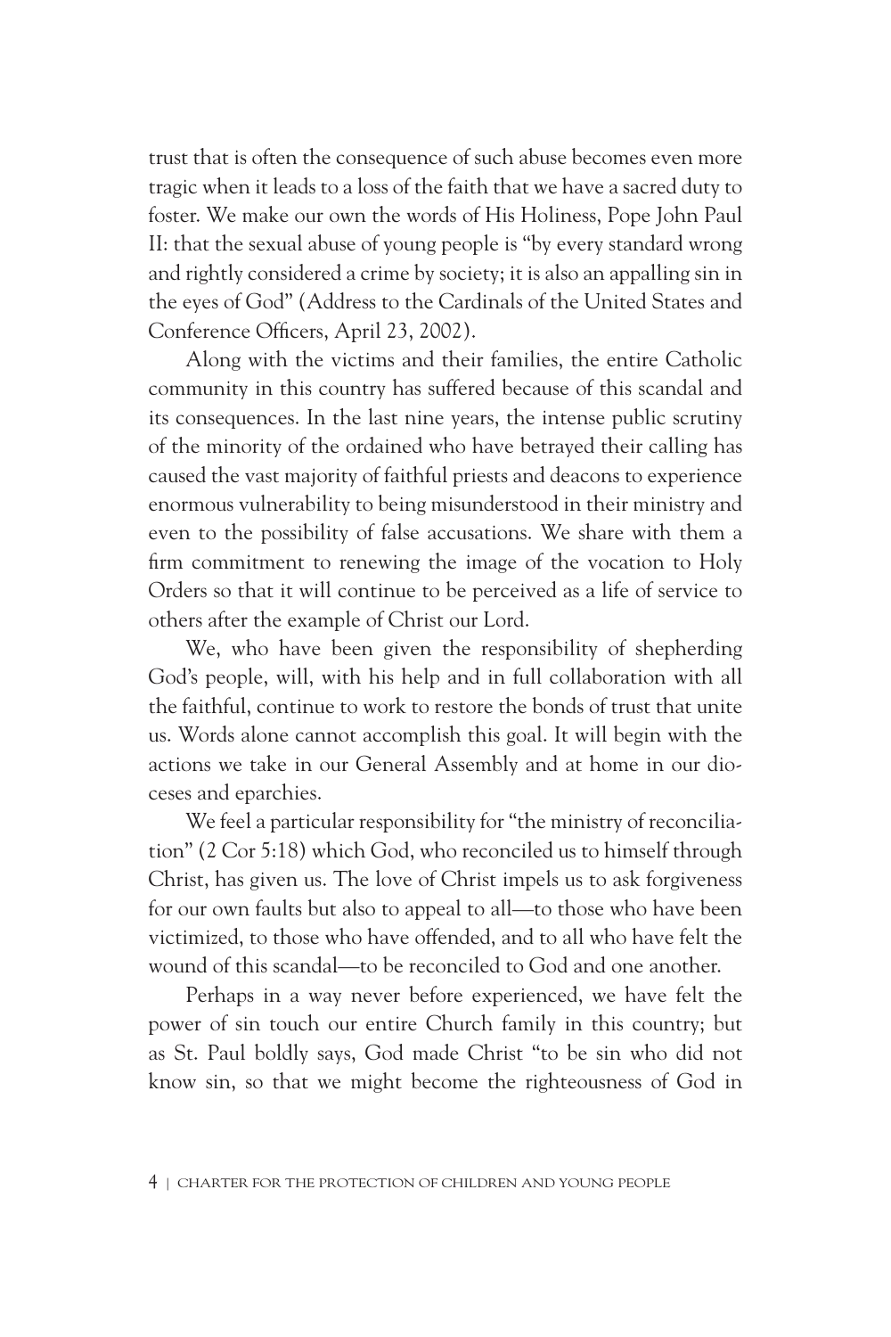trust that is often the consequence of such abuse becomes even more tragic when it leads to a loss of the faith that we have a sacred duty to foster. We make our own the words of His Holiness, Pope John Paul II: that the sexual abuse of young people is "by every standard wrong and rightly considered a crime by society; it is also an appalling sin in the eyes of God" (Address to the Cardinals of the United States and Conference Officers, April 23, 2002).

Along with the victims and their families, the entire Catholic community in this country has suffered because of this scandal and its consequences. In the last nine years, the intense public scrutiny of the minority of the ordained who have betrayed their calling has caused the vast majority of faithful priests and deacons to experience enormous vulnerability to being misunderstood in their ministry and even to the possibility of false accusations. We share with them a firm commitment to renewing the image of the vocation to Holy Orders so that it will continue to be perceived as a life of service to others after the example of Christ our Lord.

We, who have been given the responsibility of shepherding God's people, will, with his help and in full collaboration with all the faithful, continue to work to restore the bonds of trust that unite us. Words alone cannot accomplish this goal. It will begin with the actions we take in our General Assembly and at home in our dioceses and eparchies.

We feel a particular responsibility for "the ministry of reconciliation" (2 Cor 5:18) which God, who reconciled us to himself through Christ, has given us. The love of Christ impels us to ask forgiveness for our own faults but also to appeal to all—to those who have been victimized, to those who have offended, and to all who have felt the wound of this scandal—to be reconciled to God and one another.

Perhaps in a way never before experienced, we have felt the power of sin touch our entire Church family in this country; but as St. Paul boldly says, God made Christ "to be sin who did not know sin, so that we might become the righteousness of God in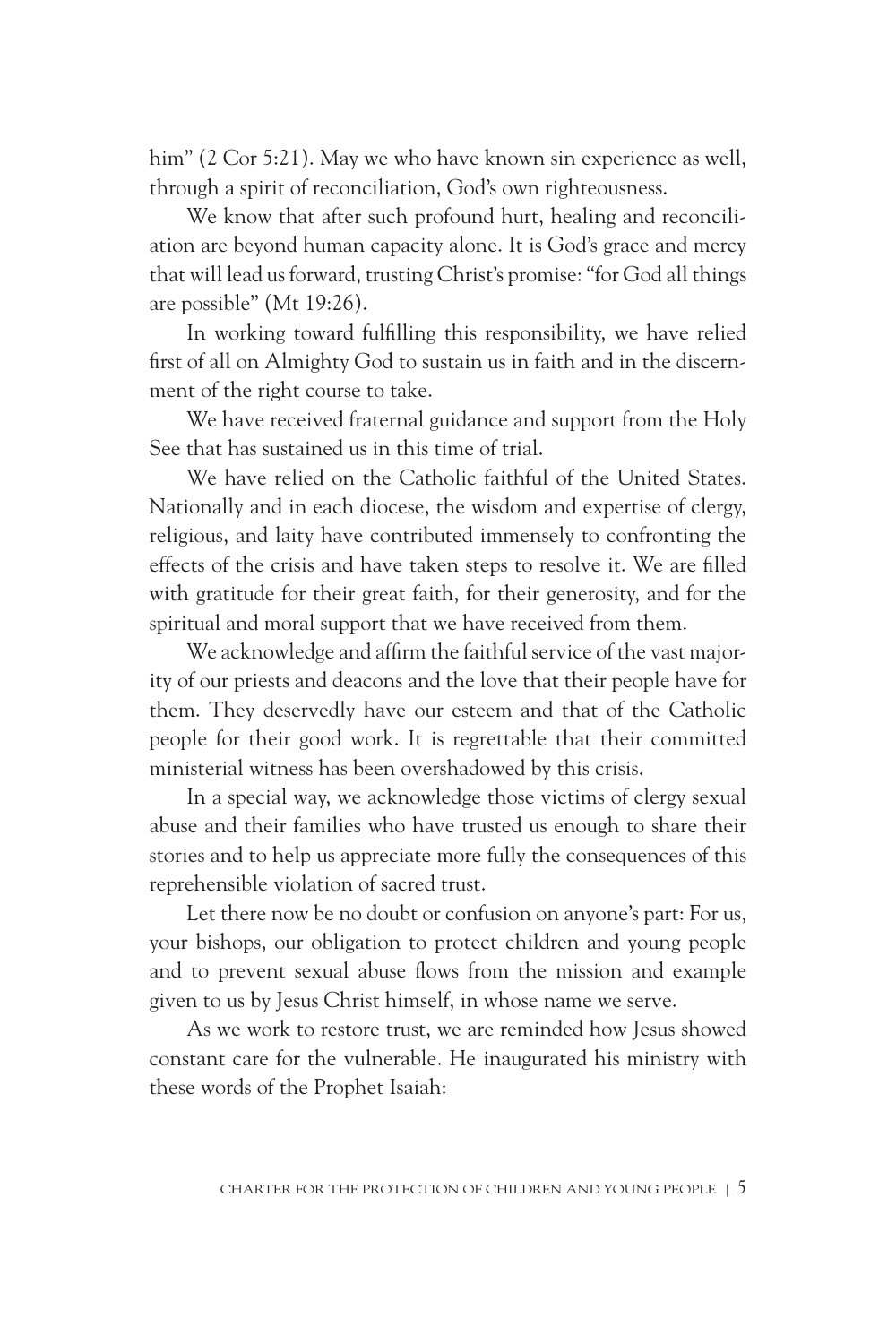him" (2 Cor 5:21). May we who have known sin experience as well, through a spirit of reconciliation, God's own righteousness.

We know that after such profound hurt, healing and reconciliation are beyond human capacity alone. It is God's grace and mercy that will lead us forward, trusting Christ's promise: "for God all things are possible" (Mt 19:26).

In working toward fulfilling this responsibility, we have relied first of all on Almighty God to sustain us in faith and in the discernment of the right course to take.

We have received fraternal guidance and support from the Holy See that has sustained us in this time of trial.

We have relied on the Catholic faithful of the United States. Nationally and in each diocese, the wisdom and expertise of clergy, religious, and laity have contributed immensely to confronting the effects of the crisis and have taken steps to resolve it. We are filled with gratitude for their great faith, for their generosity, and for the spiritual and moral support that we have received from them.

We acknowledge and affirm the faithful service of the vast majority of our priests and deacons and the love that their people have for them. They deservedly have our esteem and that of the Catholic people for their good work. It is regrettable that their committed ministerial witness has been overshadowed by this crisis.

In a special way, we acknowledge those victims of clergy sexual abuse and their families who have trusted us enough to share their stories and to help us appreciate more fully the consequences of this reprehensible violation of sacred trust.

Let there now be no doubt or confusion on anyone's part: For us, your bishops, our obligation to protect children and young people and to prevent sexual abuse flows from the mission and example given to us by Jesus Christ himself, in whose name we serve.

As we work to restore trust, we are reminded how Jesus showed constant care for the vulnerable. He inaugurated his ministry with these words of the Prophet Isaiah: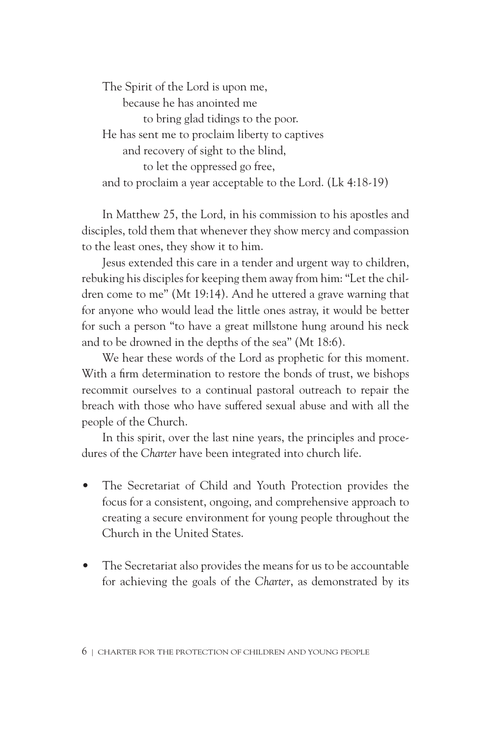> The Spirit of the Lord is upon me,
>   because he has anointed me
>     to bring glad tidings to the poor.
> He has sent me to proclaim liberty to captives
>   and recovery of sight to the blind,
>     to let the oppressed go free,
> and to proclaim a year acceptable to the Lord. (Lk 4:18-19)

In Matthew 25, the Lord, in his commission to his apostles and disciples, told them that whenever they show mercy and compassion to the least ones, they show it to him.

Jesus extended this care in a tender and urgent way to children, rebuking his disciples for keeping them away from him: "Let the children come to me" (Mt 19:14). And he uttered a grave warning that for anyone who would lead the little ones astray, it would be better for such a person "to have a great millstone hung around his neck and to be drowned in the depths of the sea" (Mt 18:6).

We hear these words of the Lord as prophetic for this moment. With a firm determination to restore the bonds of trust, we bishops recommit ourselves to a continual pastoral outreach to repair the breach with those who have suffered sexual abuse and with all the people of the Church.

In this spirit, over the last nine years, the principles and procedures of the *Charter* have been integrated into church life.

- The Secretariat of Child and Youth Protection provides the focus for a consistent, ongoing, and comprehensive approach to creating a secure environment for young people throughout the Church in the United States.
- The Secretariat also provides the means for us to be accountable for achieving the goals of the *Charter*, as demonstrated by its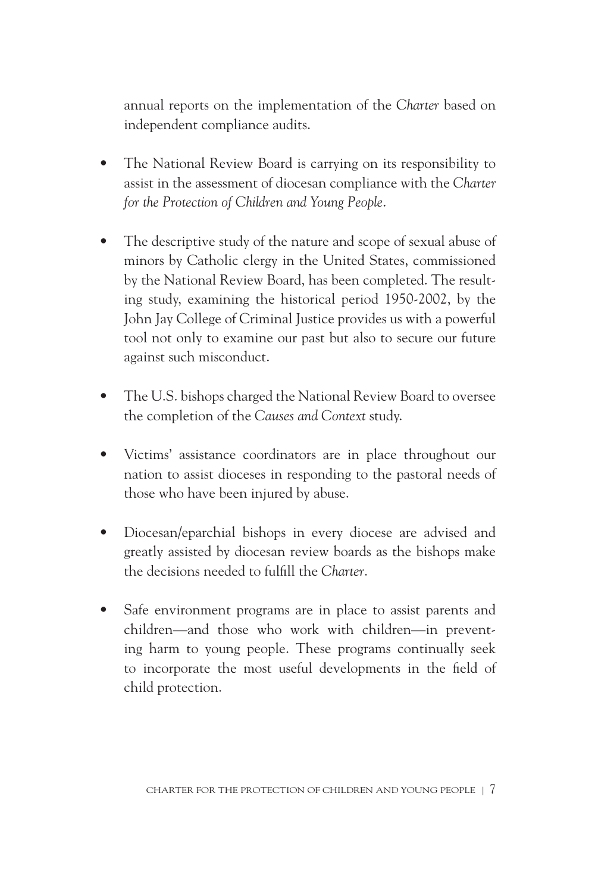annual reports on the implementation of the *Charter* based on independent compliance audits.

- The National Review Board is carrying on its responsibility to assist in the assessment of diocesan compliance with the *Charter for the Protection of Children and Young People*.
- The descriptive study of the nature and scope of sexual abuse of minors by Catholic clergy in the United States, commissioned by the National Review Board, has been completed. The resulting study, examining the historical period 1950-2002, by the John Jay College of Criminal Justice provides us with a powerful tool not only to examine our past but also to secure our future against such misconduct.
- The U.S. bishops charged the National Review Board to oversee the completion of the *Causes and Context* study.
- Victims' assistance coordinators are in place throughout our nation to assist dioceses in responding to the pastoral needs of those who have been injured by abuse.
- Diocesan/eparchial bishops in every diocese are advised and greatly assisted by diocesan review boards as the bishops make the decisions needed to fulfill the *Charter*.
- Safe environment programs are in place to assist parents and children—and those who work with children—in preventing harm to young people. These programs continually seek to incorporate the most useful developments in the field of child protection.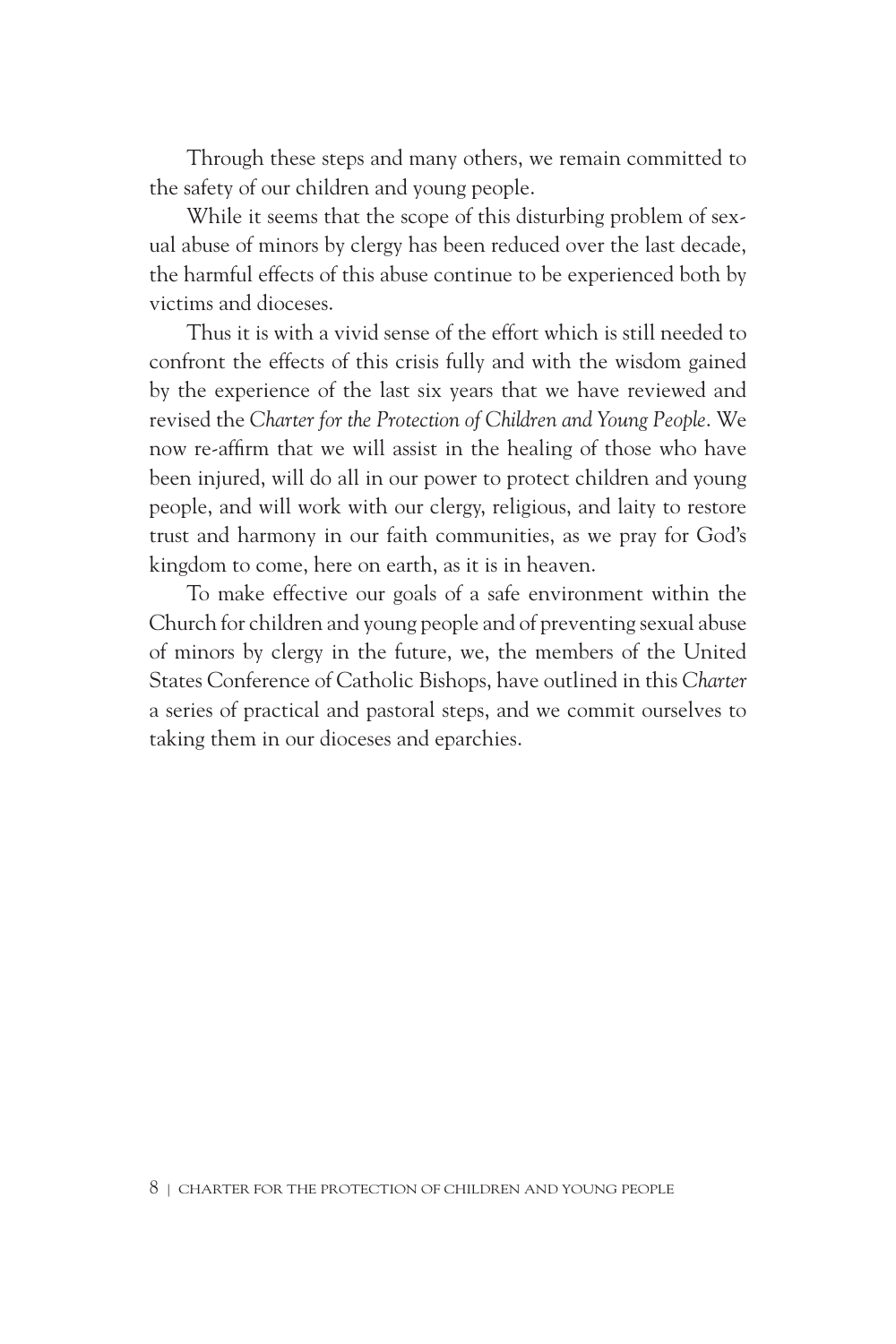Through these steps and many others, we remain committed to the safety of our children and young people.

While it seems that the scope of this disturbing problem of sexual abuse of minors by clergy has been reduced over the last decade, the harmful effects of this abuse continue to be experienced both by victims and dioceses.

Thus it is with a vivid sense of the effort which is still needed to confront the effects of this crisis fully and with the wisdom gained by the experience of the last six years that we have reviewed and revised the *Charter for the Protection of Children and Young People*. We now re-affirm that we will assist in the healing of those who have been injured, will do all in our power to protect children and young people, and will work with our clergy, religious, and laity to restore trust and harmony in our faith communities, as we pray for God's kingdom to come, here on earth, as it is in heaven.

To make effective our goals of a safe environment within the Church for children and young people and of preventing sexual abuse of minors by clergy in the future, we, the members of the United States Conference of Catholic Bishops, have outlined in this *Charter* a series of practical and pastoral steps, and we commit ourselves to taking them in our dioceses and eparchies.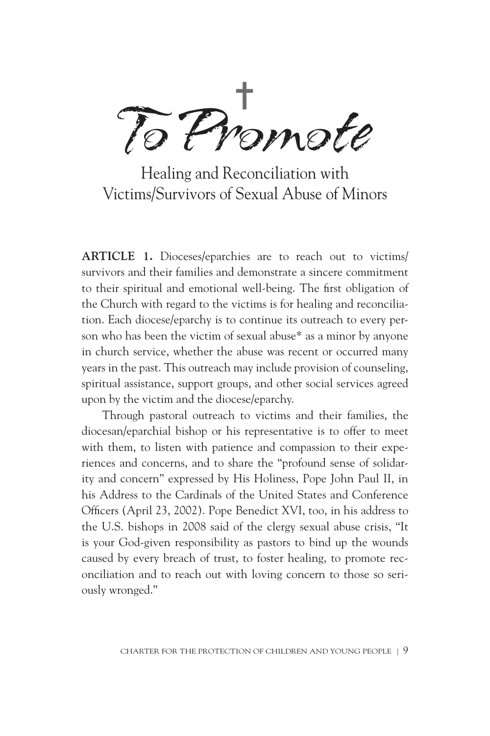# To Promote

## Healing and Reconciliation with Victims/Survivors of Sexual Abuse of Minors

**ARTICLE 1.** Dioceses/eparchies are to reach out to victims/survivors and their families and demonstrate a sincere commitment to their spiritual and emotional well-being. The first obligation of the Church with regard to the victims is for healing and reconciliation. Each diocese/eparchy is to continue its outreach to every person who has been the victim of sexual abuse* as a minor by anyone in church service, whether the abuse was recent or occurred many years in the past. This outreach may include provision of counseling, spiritual assistance, support groups, and other social services agreed upon by the victim and the diocese/eparchy.

Through pastoral outreach to victims and their families, the diocesan/eparchial bishop or his representative is to offer to meet with them, to listen with patience and compassion to their experiences and concerns, and to share the "profound sense of solidarity and concern" expressed by His Holiness, Pope John Paul II, in his Address to the Cardinals of the United States and Conference Officers (April 23, 2002). Pope Benedict XVI, too, in his address to the U.S. bishops in 2008 said of the clergy sexual abuse crisis, "It is your God-given responsibility as pastors to bind up the wounds caused by every breach of trust, to foster healing, to promote reconciliation and to reach out with loving concern to those so seriously wronged."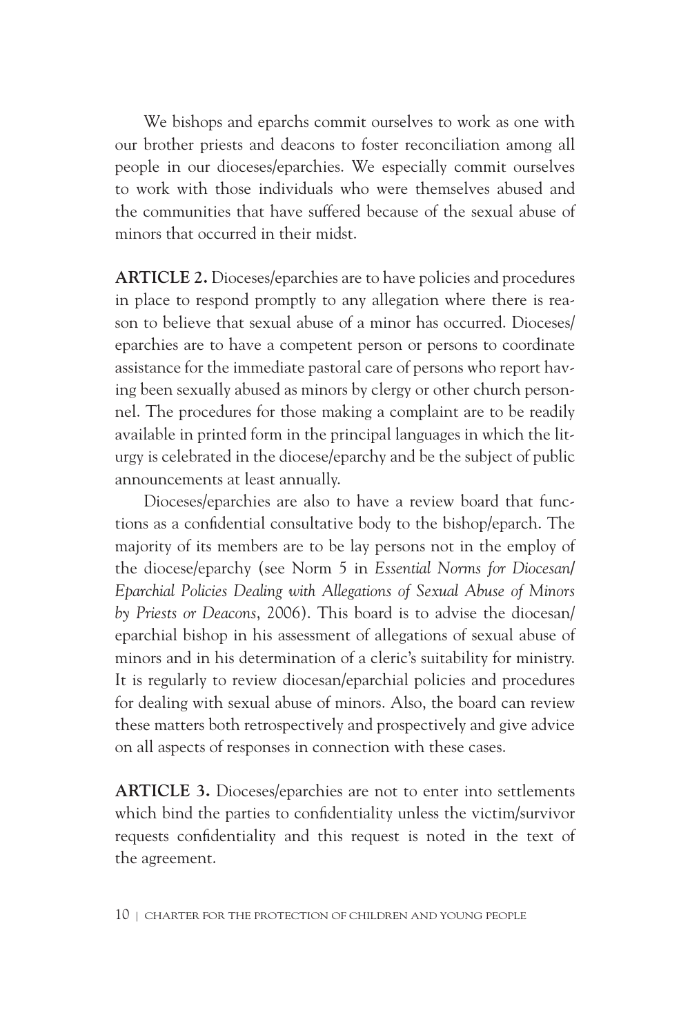We bishops and eparchs commit ourselves to work as one with our brother priests and deacons to foster reconciliation among all people in our dioceses/eparchies. We especially commit ourselves to work with those individuals who were themselves abused and the communities that have suffered because of the sexual abuse of minors that occurred in their midst.

**ARTICLE 2.** Dioceses/eparchies are to have policies and procedures in place to respond promptly to any allegation where there is reason to believe that sexual abuse of a minor has occurred. Dioceses/eparchies are to have a competent person or persons to coordinate assistance for the immediate pastoral care of persons who report having been sexually abused as minors by clergy or other church personnel. The procedures for those making a complaint are to be readily available in printed form in the principal languages in which the liturgy is celebrated in the diocese/eparchy and be the subject of public announcements at least annually.

Dioceses/eparchies are also to have a review board that functions as a confidential consultative body to the bishop/eparch. The majority of its members are to be lay persons not in the employ of the diocese/eparchy (see Norm 5 in *Essential Norms for Diocesan/Eparchial Policies Dealing with Allegations of Sexual Abuse of Minors by Priests or Deacons*, 2006). This board is to advise the diocesan/eparchial bishop in his assessment of allegations of sexual abuse of minors and in his determination of a cleric's suitability for ministry. It is regularly to review diocesan/eparchial policies and procedures for dealing with sexual abuse of minors. Also, the board can review these matters both retrospectively and prospectively and give advice on all aspects of responses in connection with these cases.

**ARTICLE 3.** Dioceses/eparchies are not to enter into settlements which bind the parties to confidentiality unless the victim/survivor requests confidentiality and this request is noted in the text of the agreement.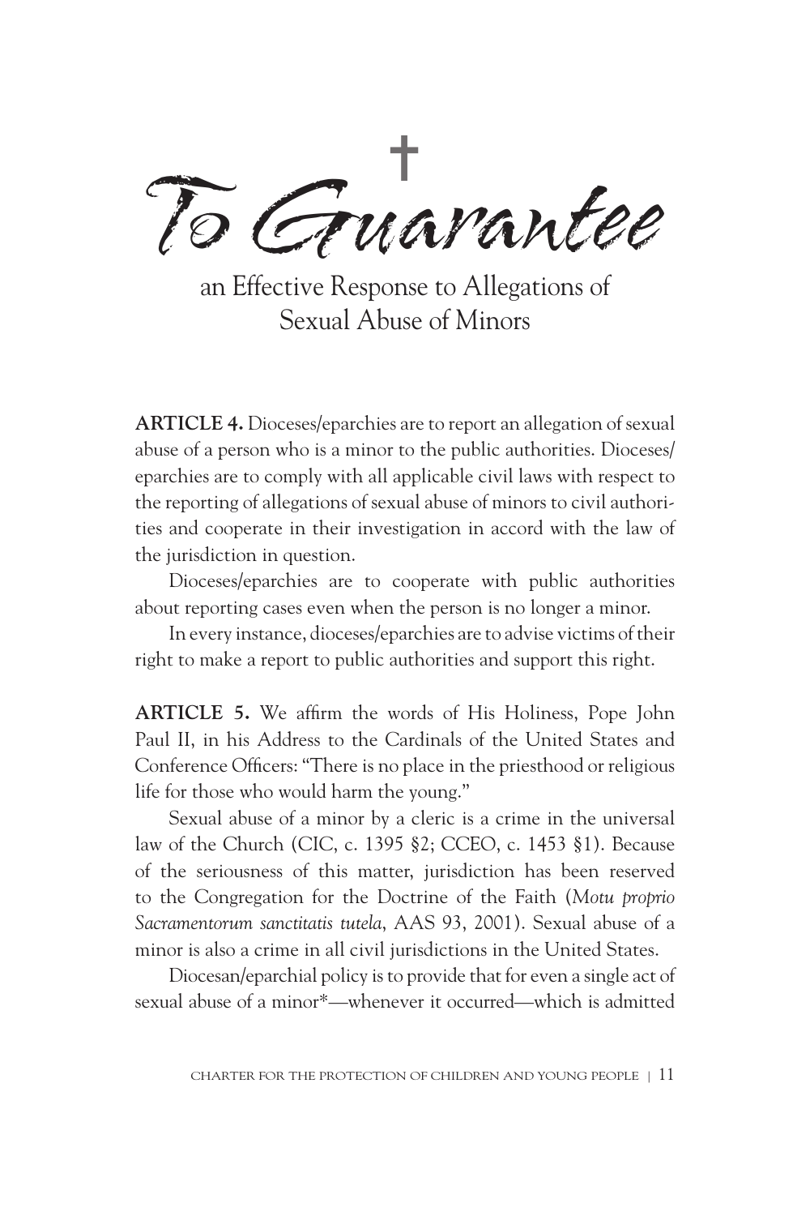# To Guarantee

## an Effective Response to Allegations of Sexual Abuse of Minors

**ARTICLE 4.** Dioceses/eparchies are to report an allegation of sexual abuse of a person who is a minor to the public authorities. Dioceses/eparchies are to comply with all applicable civil laws with respect to the reporting of allegations of sexual abuse of minors to civil authorities and cooperate in their investigation in accord with the law of the jurisdiction in question.

Dioceses/eparchies are to cooperate with public authorities about reporting cases even when the person is no longer a minor.

In every instance, dioceses/eparchies are to advise victims of their right to make a report to public authorities and support this right.

**ARTICLE 5.** We affirm the words of His Holiness, Pope John Paul II, in his Address to the Cardinals of the United States and Conference Officers: "There is no place in the priesthood or religious life for those who would harm the young."

Sexual abuse of a minor by a cleric is a crime in the universal law of the Church (CIC, c. 1395 §2; CCEO, c. 1453 §1). Because of the seriousness of this matter, jurisdiction has been reserved to the Congregation for the Doctrine of the Faith (*Motu proprio Sacramentorum sanctitatis tutela*, AAS 93, 2001). Sexual abuse of a minor is also a crime in all civil jurisdictions in the United States.

Diocesan/eparchial policy is to provide that for even a single act of sexual abuse of a minor*—whenever it occurred—which is admitted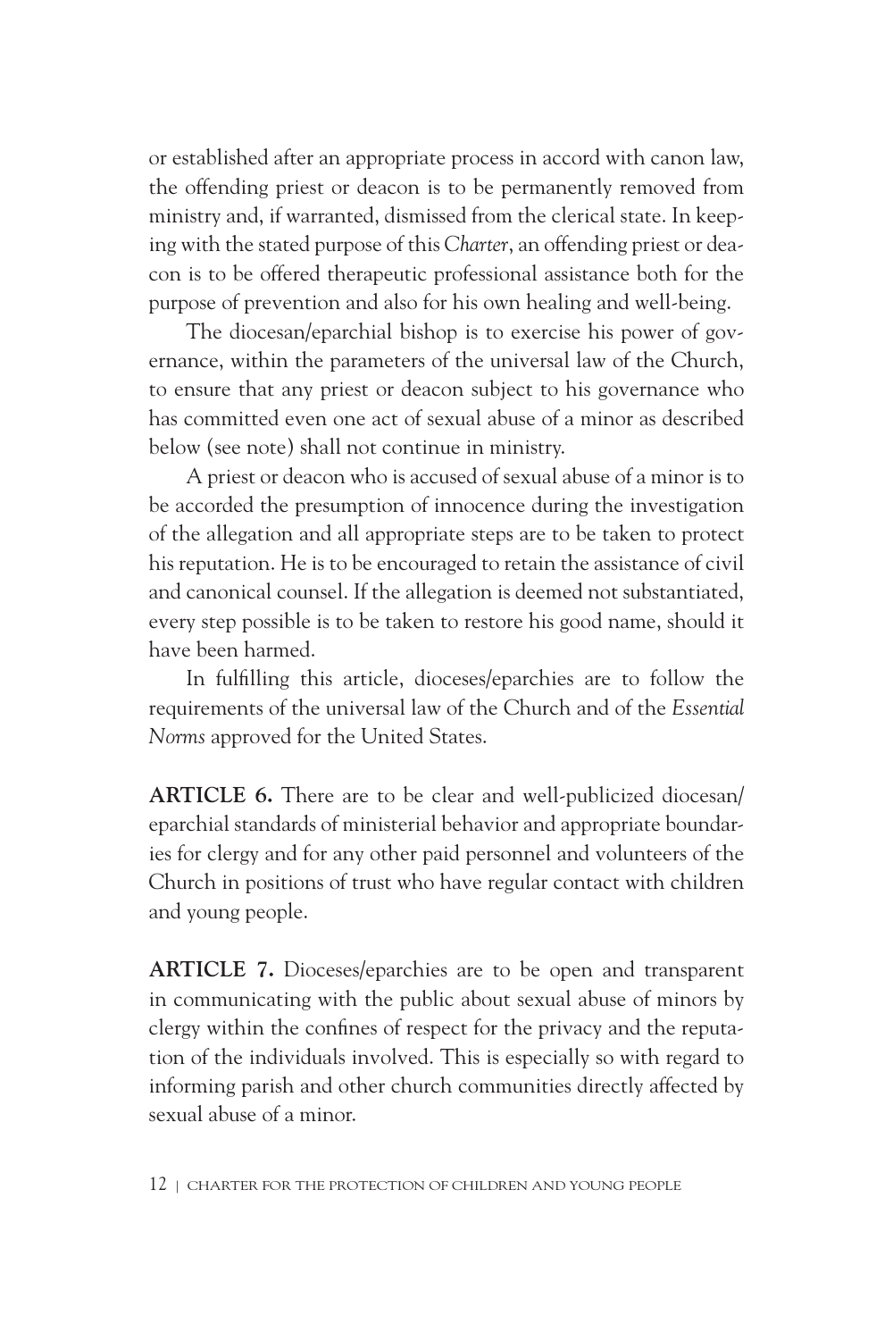or established after an appropriate process in accord with canon law, the offending priest or deacon is to be permanently removed from ministry and, if warranted, dismissed from the clerical state. In keeping with the stated purpose of this *Charter*, an offending priest or deacon is to be offered therapeutic professional assistance both for the purpose of prevention and also for his own healing and well-being.

The diocesan/eparchial bishop is to exercise his power of governance, within the parameters of the universal law of the Church, to ensure that any priest or deacon subject to his governance who has committed even one act of sexual abuse of a minor as described below (see note) shall not continue in ministry.

A priest or deacon who is accused of sexual abuse of a minor is to be accorded the presumption of innocence during the investigation of the allegation and all appropriate steps are to be taken to protect his reputation. He is to be encouraged to retain the assistance of civil and canonical counsel. If the allegation is deemed not substantiated, every step possible is to be taken to restore his good name, should it have been harmed.

In fulfilling this article, dioceses/eparchies are to follow the requirements of the universal law of the Church and of the *Essential Norms* approved for the United States.

**ARTICLE 6.** There are to be clear and well-publicized diocesan/eparchial standards of ministerial behavior and appropriate boundaries for clergy and for any other paid personnel and volunteers of the Church in positions of trust who have regular contact with children and young people.

**ARTICLE 7.** Dioceses/eparchies are to be open and transparent in communicating with the public about sexual abuse of minors by clergy within the confines of respect for the privacy and the reputation of the individuals involved. This is especially so with regard to informing parish and other church communities directly affected by sexual abuse of a minor.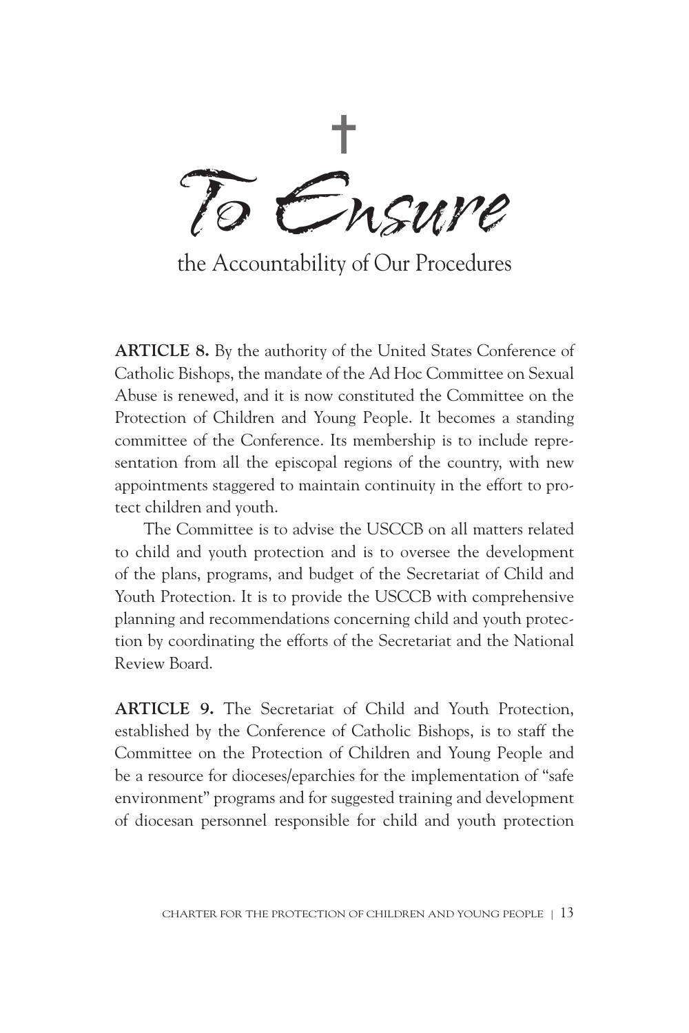# To Ensure

## the Accountability of Our Procedures

**ARTICLE 8.** By the authority of the United States Conference of Catholic Bishops, the mandate of the Ad Hoc Committee on Sexual Abuse is renewed, and it is now constituted the Committee on the Protection of Children and Young People. It becomes a standing committee of the Conference. Its membership is to include representation from all the episcopal regions of the country, with new appointments staggered to maintain continuity in the effort to protect children and youth.

The Committee is to advise the USCCB on all matters related to child and youth protection and is to oversee the development of the plans, programs, and budget of the Secretariat of Child and Youth Protection. It is to provide the USCCB with comprehensive planning and recommendations concerning child and youth protection by coordinating the efforts of the Secretariat and the National Review Board.

**ARTICLE 9.** The Secretariat of Child and Youth Protection, established by the Conference of Catholic Bishops, is to staff the Committee on the Protection of Children and Young People and be a resource for dioceses/eparchies for the implementation of "safe environment" programs and for suggested training and development of diocesan personnel responsible for child and youth protection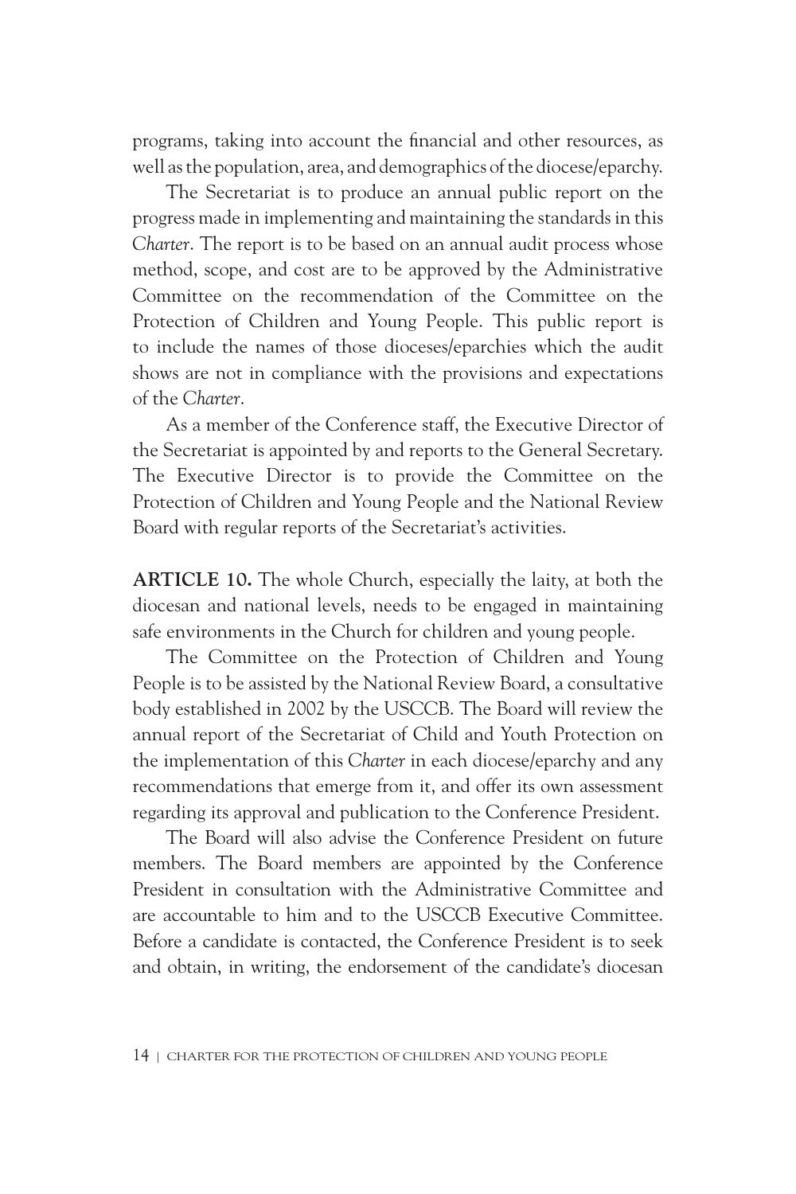programs, taking into account the financial and other resources, as well as the population, area, and demographics of the diocese/eparchy.

The Secretariat is to produce an annual public report on the progress made in implementing and maintaining the standards in this *Charter*. The report is to be based on an annual audit process whose method, scope, and cost are to be approved by the Administrative Committee on the recommendation of the Committee on the Protection of Children and Young People. This public report is to include the names of those dioceses/eparchies which the audit shows are not in compliance with the provisions and expectations of the *Charter*.

As a member of the Conference staff, the Executive Director of the Secretariat is appointed by and reports to the General Secretary. The Executive Director is to provide the Committee on the Protection of Children and Young People and the National Review Board with regular reports of the Secretariat's activities.

**ARTICLE 10.** The whole Church, especially the laity, at both the diocesan and national levels, needs to be engaged in maintaining safe environments in the Church for children and young people.

The Committee on the Protection of Children and Young People is to be assisted by the National Review Board, a consultative body established in 2002 by the USCCB. The Board will review the annual report of the Secretariat of Child and Youth Protection on the implementation of this *Charter* in each diocese/eparchy and any recommendations that emerge from it, and offer its own assessment regarding its approval and publication to the Conference President.

The Board will also advise the Conference President on future members. The Board members are appointed by the Conference President in consultation with the Administrative Committee and are accountable to him and to the USCCB Executive Committee. Before a candidate is contacted, the Conference President is to seek and obtain, in writing, the endorsement of the candidate's diocesan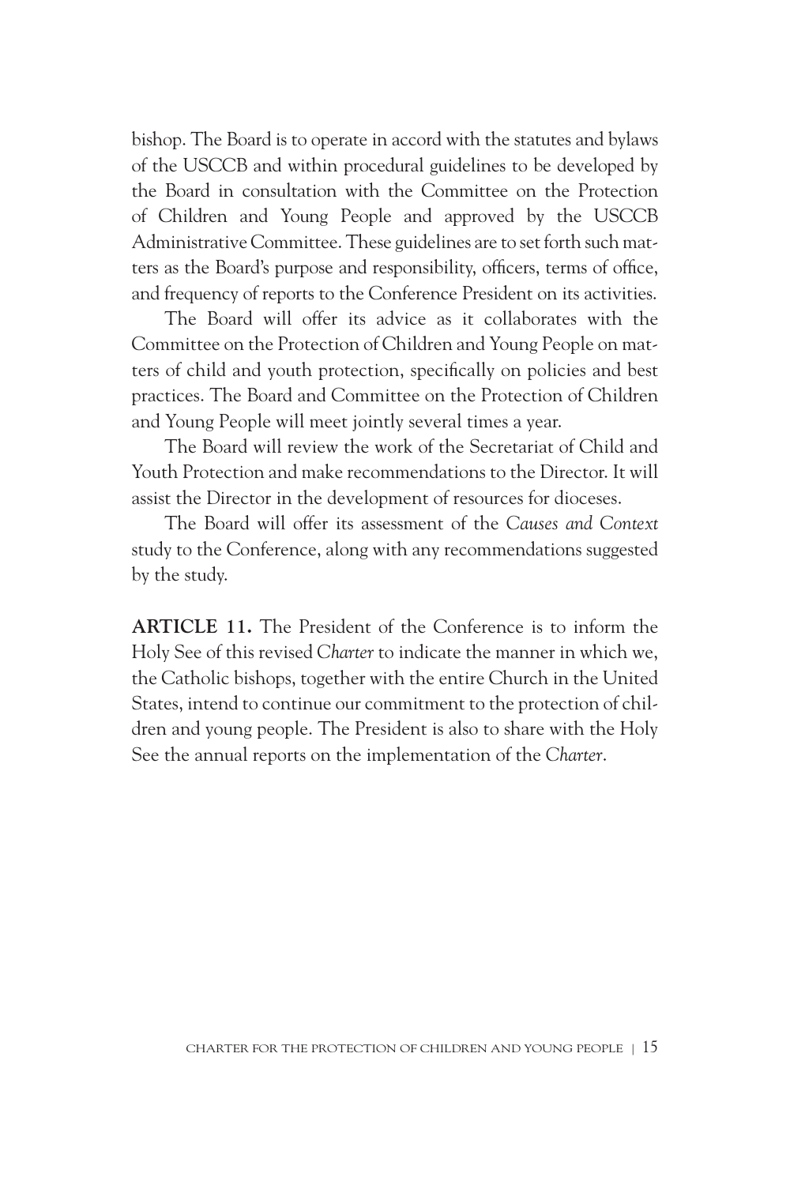bishop. The Board is to operate in accord with the statutes and bylaws of the USCCB and within procedural guidelines to be developed by the Board in consultation with the Committee on the Protection of Children and Young People and approved by the USCCB Administrative Committee. These guidelines are to set forth such matters as the Board's purpose and responsibility, officers, terms of office, and frequency of reports to the Conference President on its activities.

The Board will offer its advice as it collaborates with the Committee on the Protection of Children and Young People on matters of child and youth protection, specifically on policies and best practices. The Board and Committee on the Protection of Children and Young People will meet jointly several times a year.

The Board will review the work of the Secretariat of Child and Youth Protection and make recommendations to the Director. It will assist the Director in the development of resources for dioceses.

The Board will offer its assessment of the *Causes and Context* study to the Conference, along with any recommendations suggested by the study.

**ARTICLE 11.** The President of the Conference is to inform the Holy See of this revised *Charter* to indicate the manner in which we, the Catholic bishops, together with the entire Church in the United States, intend to continue our commitment to the protection of children and young people. The President is also to share with the Holy See the annual reports on the implementation of the *Charter*.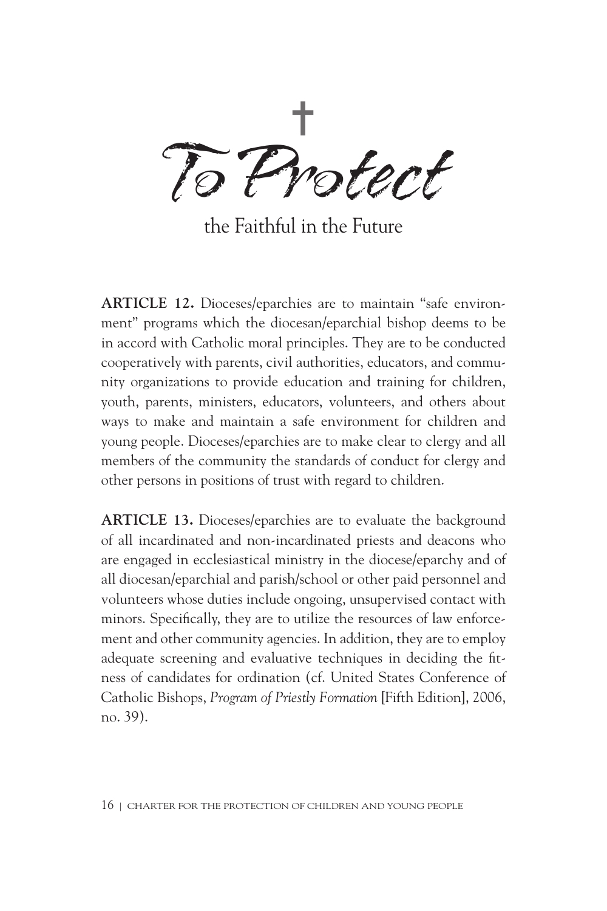# To Protect

## the Faithful in the Future

**ARTICLE 12.** Dioceses/eparchies are to maintain "safe environment" programs which the diocesan/eparchial bishop deems to be in accord with Catholic moral principles. They are to be conducted cooperatively with parents, civil authorities, educators, and community organizations to provide education and training for children, youth, parents, ministers, educators, volunteers, and others about ways to make and maintain a safe environment for children and young people. Dioceses/eparchies are to make clear to clergy and all members of the community the standards of conduct for clergy and other persons in positions of trust with regard to children.

**ARTICLE 13.** Dioceses/eparchies are to evaluate the background of all incardinated and non-incardinated priests and deacons who are engaged in ecclesiastical ministry in the diocese/eparchy and of all diocesan/eparchial and parish/school or other paid personnel and volunteers whose duties include ongoing, unsupervised contact with minors. Specifically, they are to utilize the resources of law enforcement and other community agencies. In addition, they are to employ adequate screening and evaluative techniques in deciding the fitness of candidates for ordination (cf. United States Conference of Catholic Bishops, *Program of Priestly Formation* [Fifth Edition], 2006, no. 39).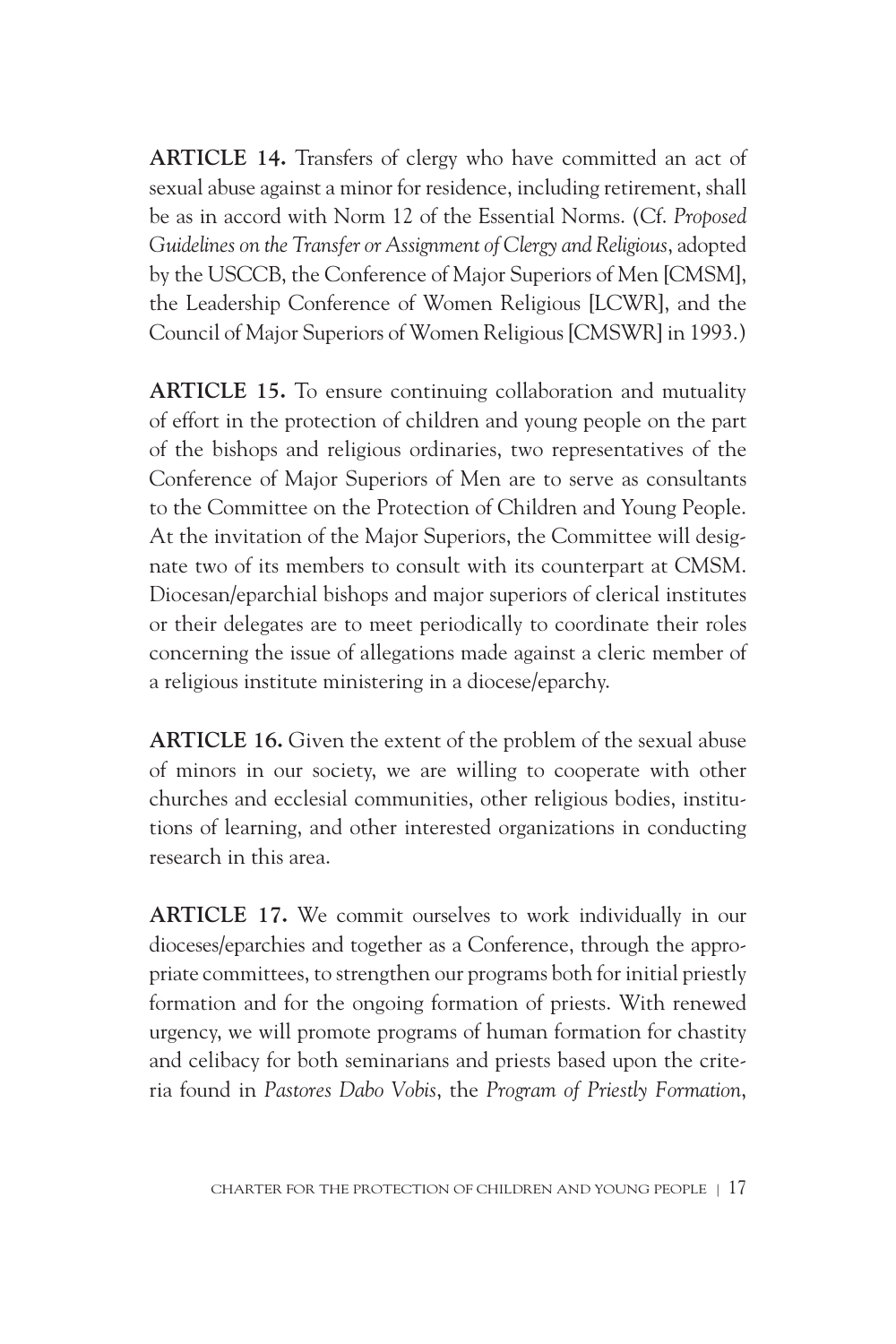**ARTICLE 14.** Transfers of clergy who have committed an act of sexual abuse against a minor for residence, including retirement, shall be as in accord with Norm 12 of the Essential Norms. (Cf. *Proposed Guidelines on the Transfer or Assignment of Clergy and Religious*, adopted by the USCCB, the Conference of Major Superiors of Men [CMSM], the Leadership Conference of Women Religious [LCWR], and the Council of Major Superiors of Women Religious [CMSWR] in 1993.)

**ARTICLE 15.** To ensure continuing collaboration and mutuality of effort in the protection of children and young people on the part of the bishops and religious ordinaries, two representatives of the Conference of Major Superiors of Men are to serve as consultants to the Committee on the Protection of Children and Young People. At the invitation of the Major Superiors, the Committee will designate two of its members to consult with its counterpart at CMSM. Diocesan/eparchial bishops and major superiors of clerical institutes or their delegates are to meet periodically to coordinate their roles concerning the issue of allegations made against a cleric member of a religious institute ministering in a diocese/eparchy.

**ARTICLE 16.** Given the extent of the problem of the sexual abuse of minors in our society, we are willing to cooperate with other churches and ecclesial communities, other religious bodies, institutions of learning, and other interested organizations in conducting research in this area.

**ARTICLE 17.** We commit ourselves to work individually in our dioceses/eparchies and together as a Conference, through the appropriate committees, to strengthen our programs both for initial priestly formation and for the ongoing formation of priests. With renewed urgency, we will promote programs of human formation for chastity and celibacy for both seminarians and priests based upon the criteria found in *Pastores Dabo Vobis*, the *Program of Priestly Formation*,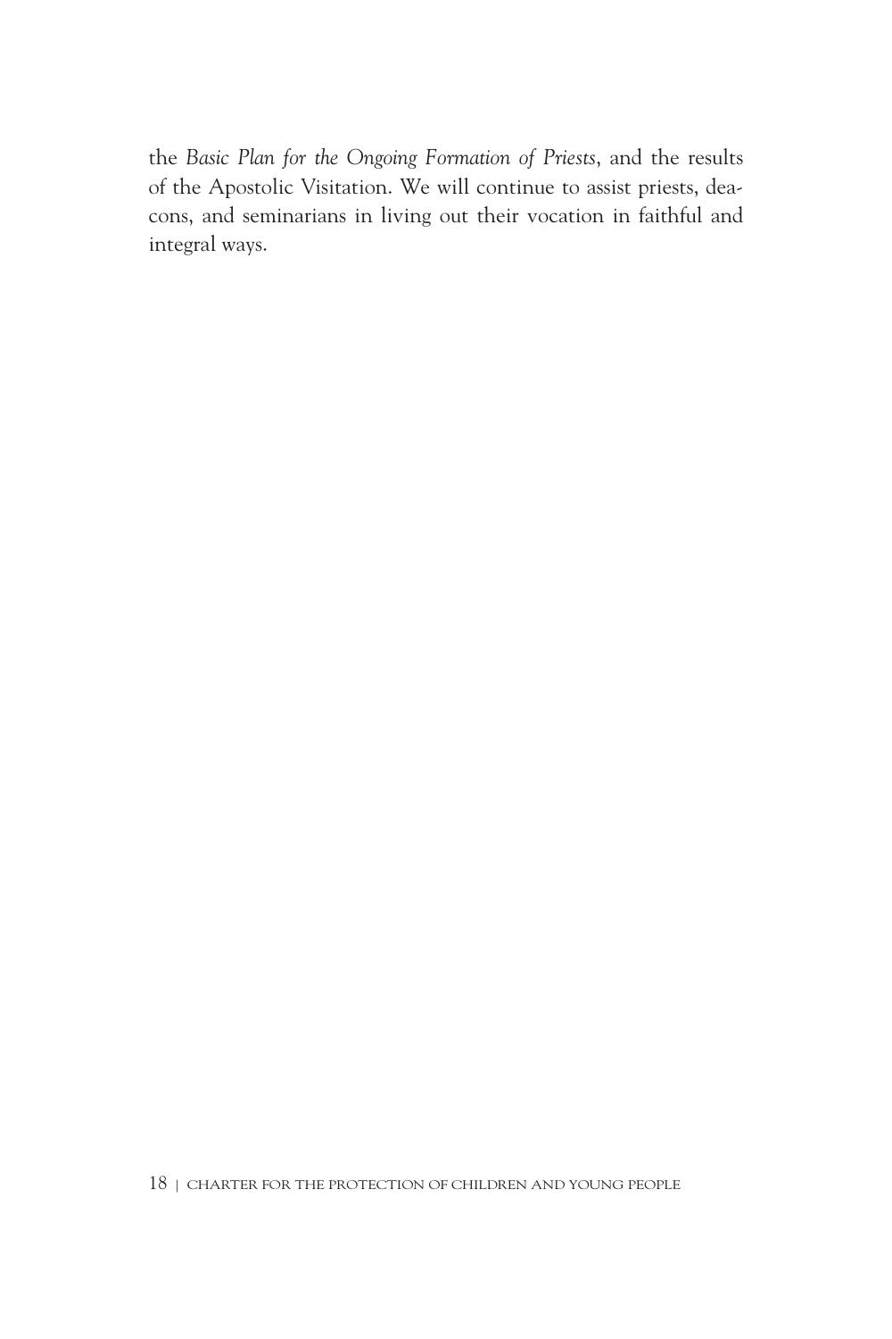the *Basic Plan for the Ongoing Formation of Priests*, and the results of the Apostolic Visitation. We will continue to assist priests, deacons, and seminarians in living out their vocation in faithful and integral ways.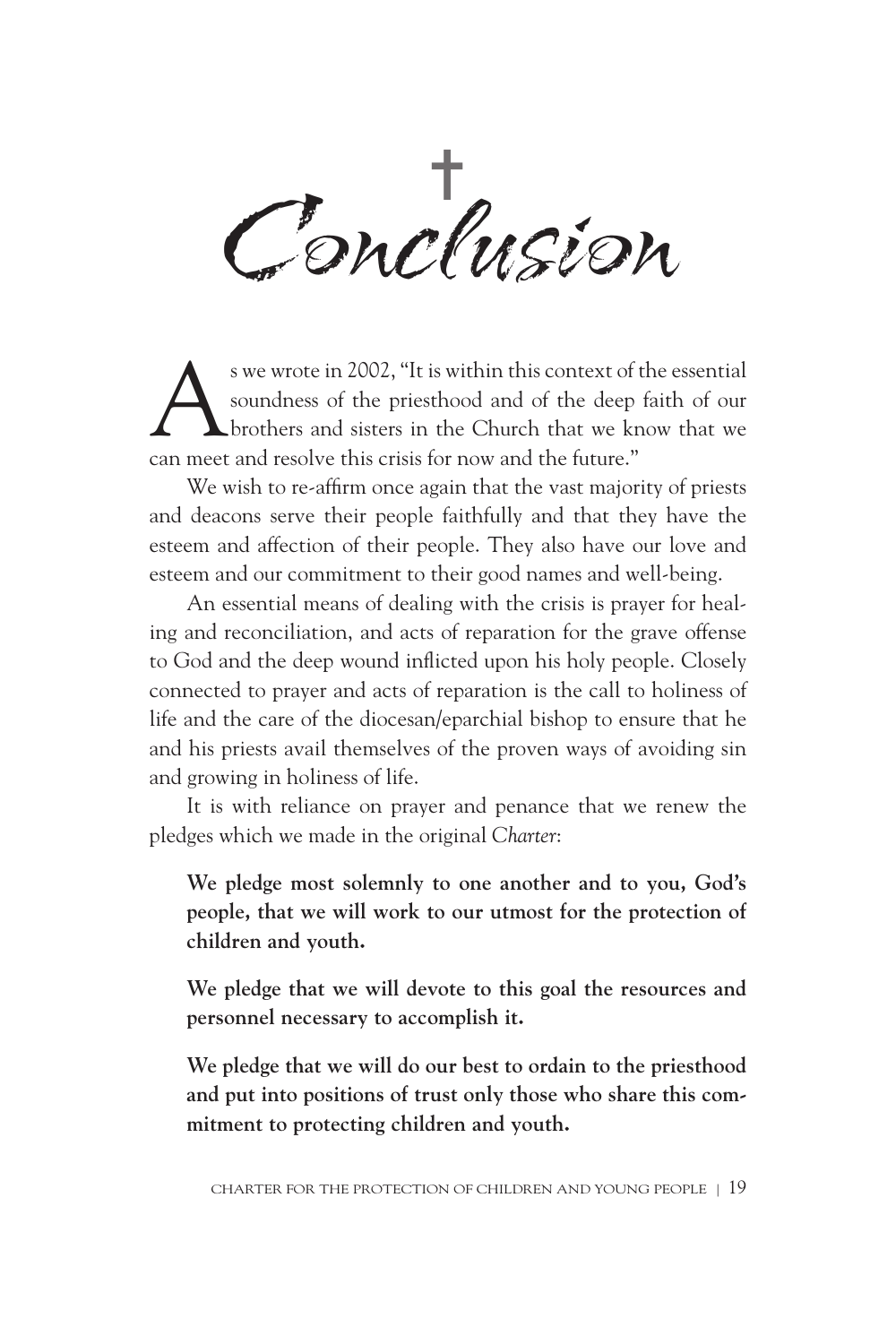# Conclusion

As we wrote in 2002, "It is within this context of the essential soundness of the priesthood and of the deep faith of our brothers and sisters in the Church that we know that we can meet and resolve this crisis for now and the future."

We wish to re-affirm once again that the vast majority of priests and deacons serve their people faithfully and that they have the esteem and affection of their people. They also have our love and esteem and our commitment to their good names and well-being.

An essential means of dealing with the crisis is prayer for healing and reconciliation, and acts of reparation for the grave offense to God and the deep wound inflicted upon his holy people. Closely connected to prayer and acts of reparation is the call to holiness of life and the care of the diocesan/eparchial bishop to ensure that he and his priests avail themselves of the proven ways of avoiding sin and growing in holiness of life.

It is with reliance on prayer and penance that we renew the pledges which we made in the original *Charter*:

**We pledge most solemnly to one another and to you, God's people, that we will work to our utmost for the protection of children and youth.**

**We pledge that we will devote to this goal the resources and personnel necessary to accomplish it.**

**We pledge that we will do our best to ordain to the priesthood and put into positions of trust only those who share this commitment to protecting children and youth.**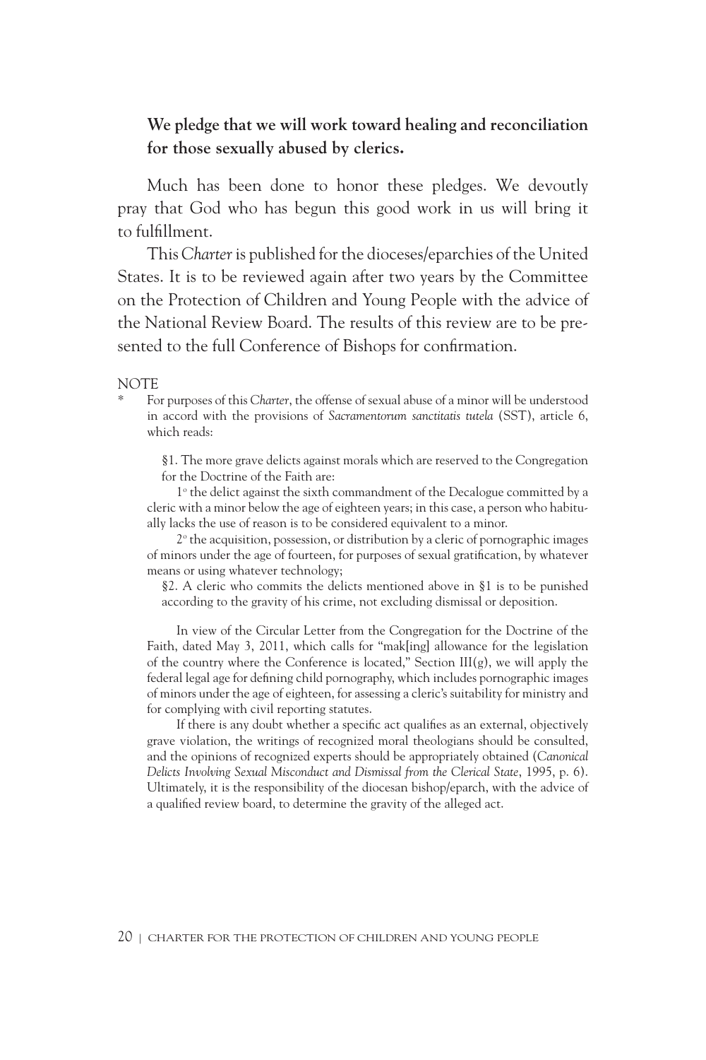**We pledge that we will work toward healing and reconciliation for those sexually abused by clerics.**

Much has been done to honor these pledges. We devoutly pray that God who has begun this good work in us will bring it to fulfillment.

This *Charter* is published for the dioceses/eparchies of the United States. It is to be reviewed again after two years by the Committee on the Protection of Children and Young People with the advice of the National Review Board. The results of this review are to be presented to the full Conference of Bishops for confirmation.

NOTE

\* For purposes of this *Charter*, the offense of sexual abuse of a minor will be understood in accord with the provisions of *Sacramentorum sanctitatis tutela* (SST), article 6, which reads:

> §1. The more grave delicts against morals which are reserved to the Congregation for the Doctrine of the Faith are:
>
> 1° the delict against the sixth commandment of the Decalogue committed by a cleric with a minor below the age of eighteen years; in this case, a person who habitually lacks the use of reason is to be considered equivalent to a minor.
>
> 2° the acquisition, possession, or distribution by a cleric of pornographic images of minors under the age of fourteen, for purposes of sexual gratification, by whatever means or using whatever technology;
>
> §2. A cleric who commits the delicts mentioned above in §1 is to be punished according to the gravity of his crime, not excluding dismissal or deposition.

In view of the Circular Letter from the Congregation for the Doctrine of the Faith, dated May 3, 2011, which calls for "mak[ing] allowance for the legislation of the country where the Conference is located," Section III(g), we will apply the federal legal age for defining child pornography, which includes pornographic images of minors under the age of eighteen, for assessing a cleric's suitability for ministry and for complying with civil reporting statutes.

If there is any doubt whether a specific act qualifies as an external, objectively grave violation, the writings of recognized moral theologians should be consulted, and the opinions of recognized experts should be appropriately obtained (*Canonical Delicts Involving Sexual Misconduct and Dismissal from the Clerical State*, 1995, p. 6). Ultimately, it is the responsibility of the diocesan bishop/eparch, with the advice of a qualified review board, to determine the gravity of the alleged act.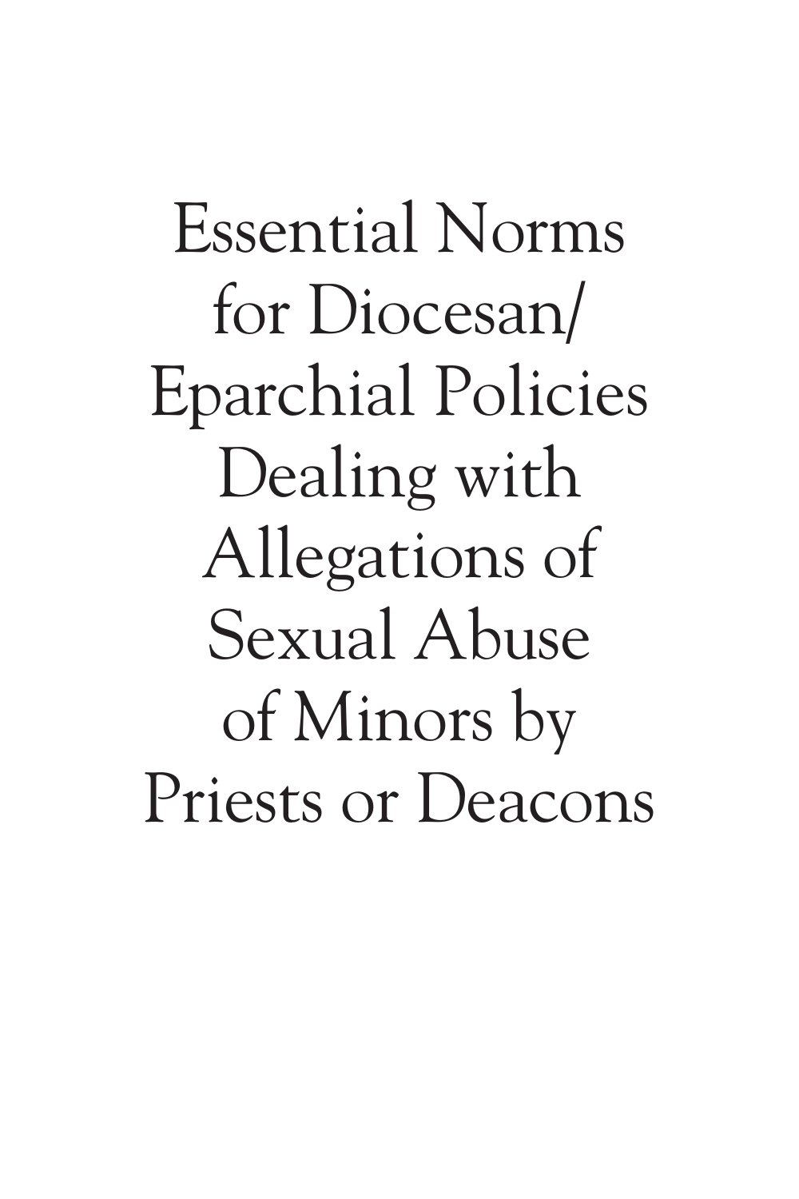# Essential Norms for Diocesan/ Eparchial Policies Dealing with Allegations of Sexual Abuse of Minors by Priests or Deacons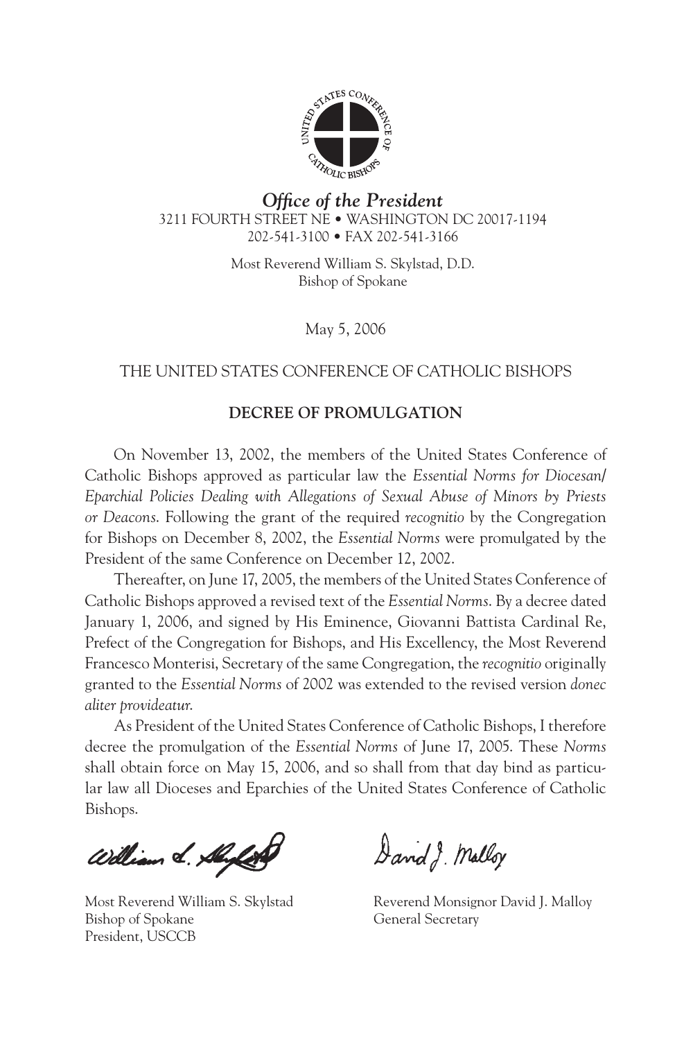*Office of the President*

3211 FOURTH STREET NE • WASHINGTON DC 20017-1194

202-541-3100 • FAX 202-541-3166

Most Reverend William S. Skylstad, D.D.
Bishop of Spokane

May 5, 2006

THE UNITED STATES CONFERENCE OF CATHOLIC BISHOPS

**DECREE OF PROMULGATION**

On November 13, 2002, the members of the United States Conference of Catholic Bishops approved as particular law the *Essential Norms for Diocesan/Eparchial Policies Dealing with Allegations of Sexual Abuse of Minors by Priests or Deacons*. Following the grant of the required *recognitio* by the Congregation for Bishops on December 8, 2002, the *Essential Norms* were promulgated by the President of the same Conference on December 12, 2002.

Thereafter, on June 17, 2005, the members of the United States Conference of Catholic Bishops approved a revised text of the *Essential Norms*. By a decree dated January 1, 2006, and signed by His Eminence, Giovanni Battista Cardinal Re, Prefect of the Congregation for Bishops, and His Excellency, the Most Reverend Francesco Monterisi, Secretary of the same Congregation, the *recognitio* originally granted to the *Essential Norms* of 2002 was extended to the revised version *donec aliter provideatur*.

As President of the United States Conference of Catholic Bishops, I therefore decree the promulgation of the *Essential Norms* of June 17, 2005. These *Norms* shall obtain force on May 15, 2006, and so shall from that day bind as particular law all Dioceses and Eparchies of the United States Conference of Catholic Bishops.

Most Reverend William S. Skylstad
Bishop of Spokane
President, USCCB

Reverend Monsignor David J. Malloy
General Secretary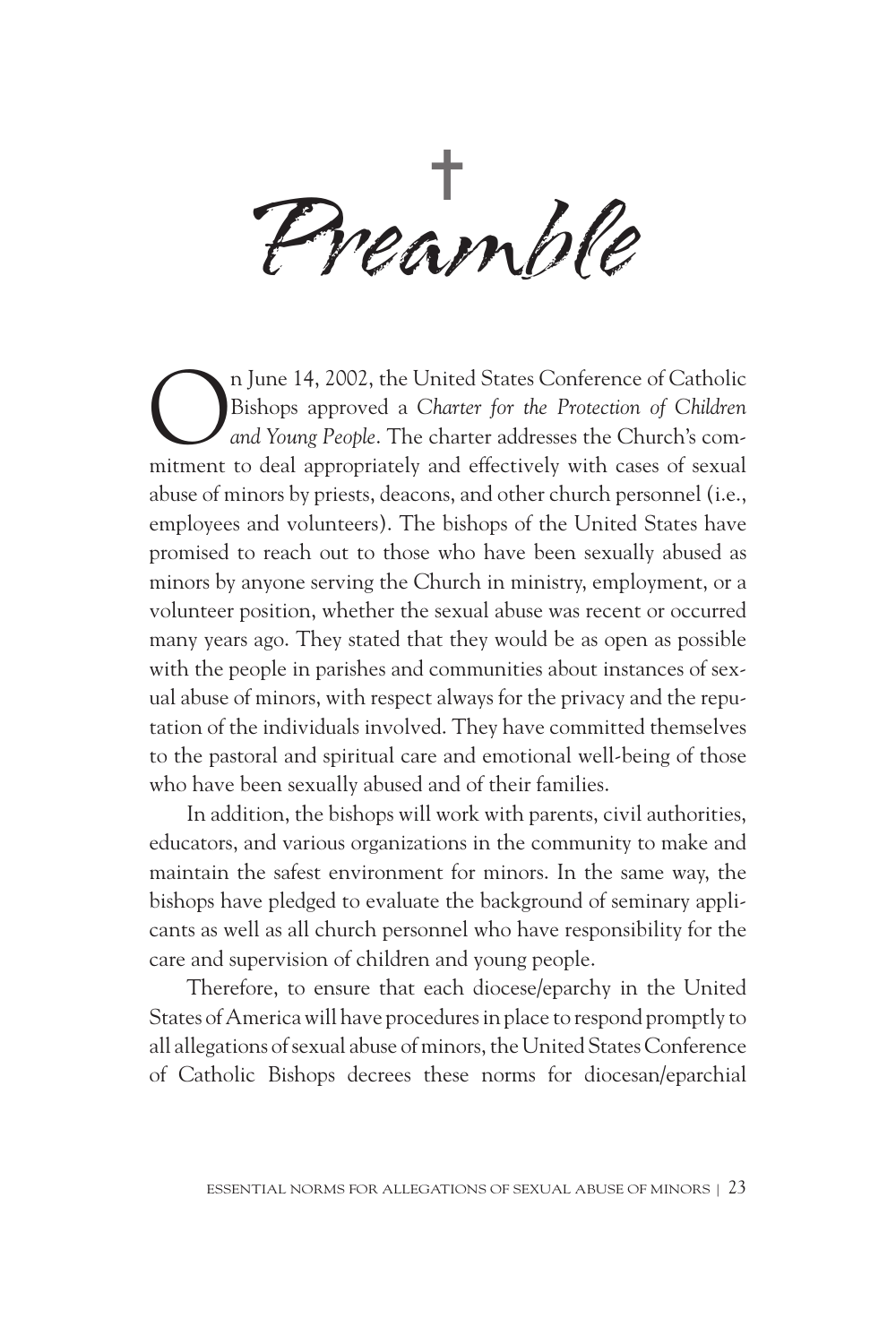# Preamble

On June 14, 2002, the United States Conference of Catholic Bishops approved a *Charter for the Protection of Children and Young People*. The charter addresses the Church's commitment to deal appropriately and effectively with cases of sexual abuse of minors by priests, deacons, and other church personnel (i.e., employees and volunteers). The bishops of the United States have promised to reach out to those who have been sexually abused as minors by anyone serving the Church in ministry, employment, or a volunteer position, whether the sexual abuse was recent or occurred many years ago. They stated that they would be as open as possible with the people in parishes and communities about instances of sexual abuse of minors, with respect always for the privacy and the reputation of the individuals involved. They have committed themselves to the pastoral and spiritual care and emotional well-being of those who have been sexually abused and of their families.

In addition, the bishops will work with parents, civil authorities, educators, and various organizations in the community to make and maintain the safest environment for minors. In the same way, the bishops have pledged to evaluate the background of seminary applicants as well as all church personnel who have responsibility for the care and supervision of children and young people.

Therefore, to ensure that each diocese/eparchy in the United States of America will have procedures in place to respond promptly to all allegations of sexual abuse of minors, the United States Conference of Catholic Bishops decrees these norms for diocesan/eparchial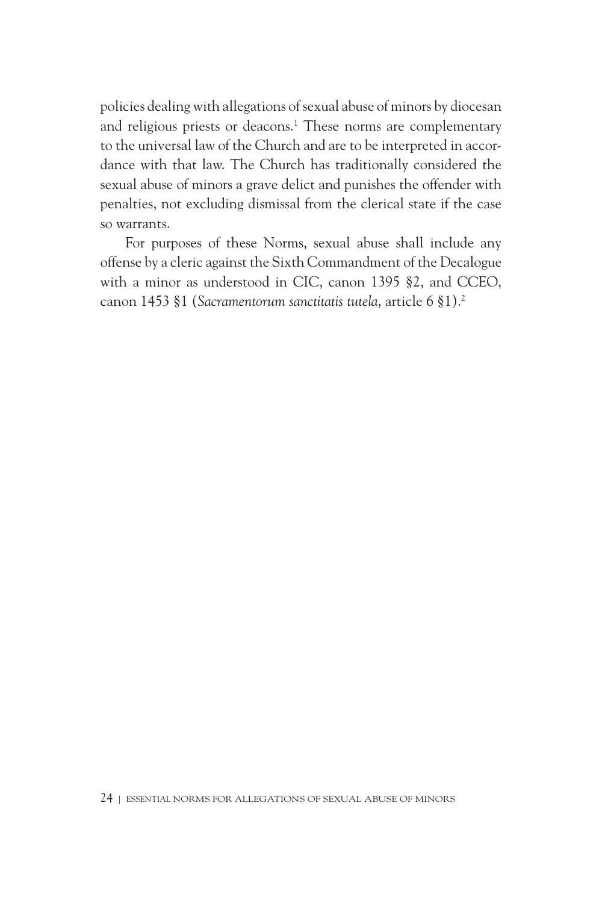policies dealing with allegations of sexual abuse of minors by diocesan and religious priests or deacons.[1] These norms are complementary to the universal law of the Church and are to be interpreted in accordance with that law. The Church has traditionally considered the sexual abuse of minors a grave delict and punishes the offender with penalties, not excluding dismissal from the clerical state if the case so warrants.

For purposes of these Norms, sexual abuse shall include any offense by a cleric against the Sixth Commandment of the Decalogue with a minor as understood in CIC, canon 1395 §2, and CCEO, canon 1453 §1 (*Sacramentorum sanctitatis tutela*, article 6 §1).[2]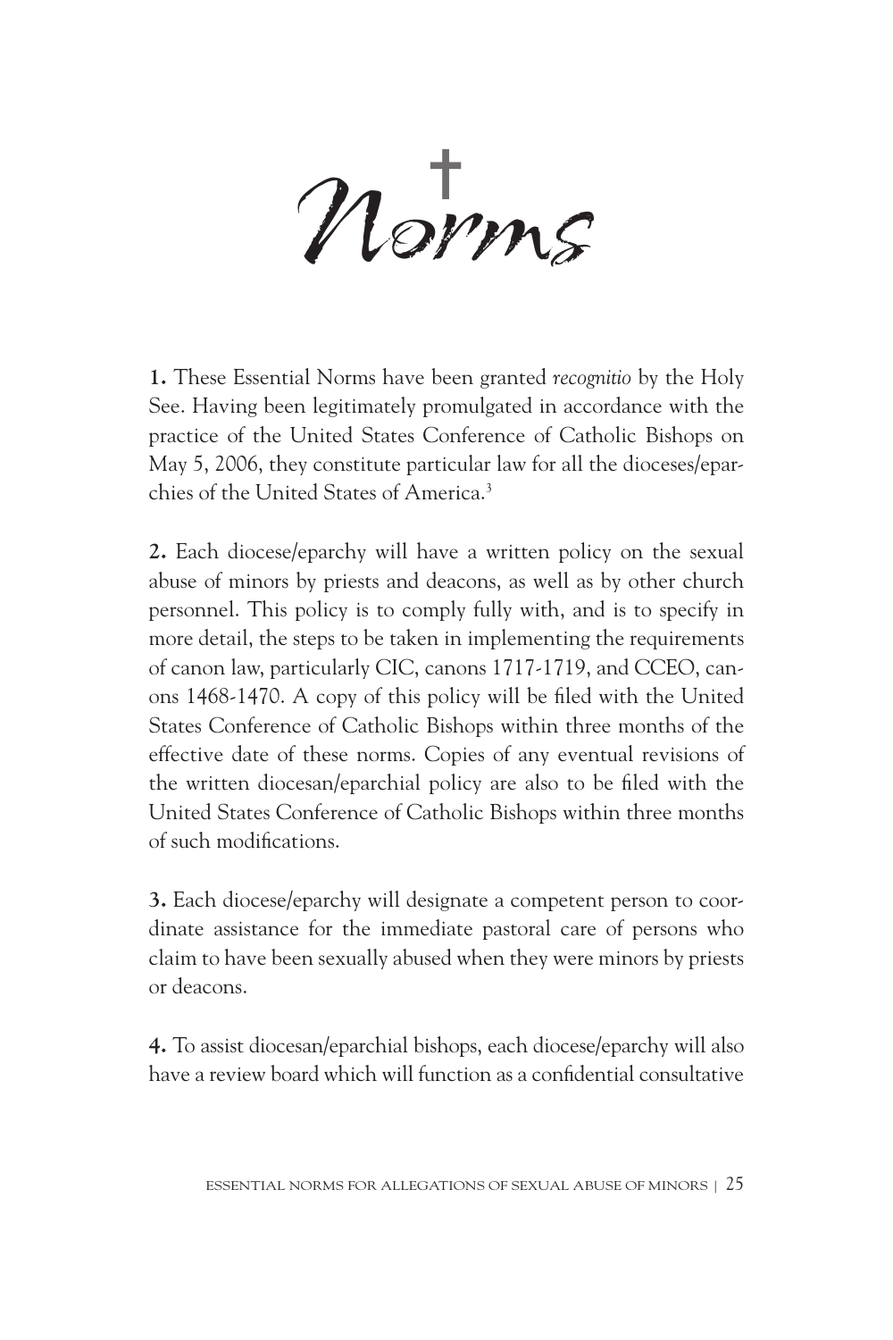# Norms

**1.** These Essential Norms have been granted *recognitio* by the Holy See. Having been legitimately promulgated in accordance with the practice of the United States Conference of Catholic Bishops on May 5, 2006, they constitute particular law for all the dioceses/eparchies of the United States of America.[3]

**2.** Each diocese/eparchy will have a written policy on the sexual abuse of minors by priests and deacons, as well as by other church personnel. This policy is to comply fully with, and is to specify in more detail, the steps to be taken in implementing the requirements of canon law, particularly CIC, canons 1717-1719, and CCEO, canons 1468-1470. A copy of this policy will be filed with the United States Conference of Catholic Bishops within three months of the effective date of these norms. Copies of any eventual revisions of the written diocesan/eparchial policy are also to be filed with the United States Conference of Catholic Bishops within three months of such modifications.

**3.** Each diocese/eparchy will designate a competent person to coordinate assistance for the immediate pastoral care of persons who claim to have been sexually abused when they were minors by priests or deacons.

**4.** To assist diocesan/eparchial bishops, each diocese/eparchy will also have a review board which will function as a confidential consultative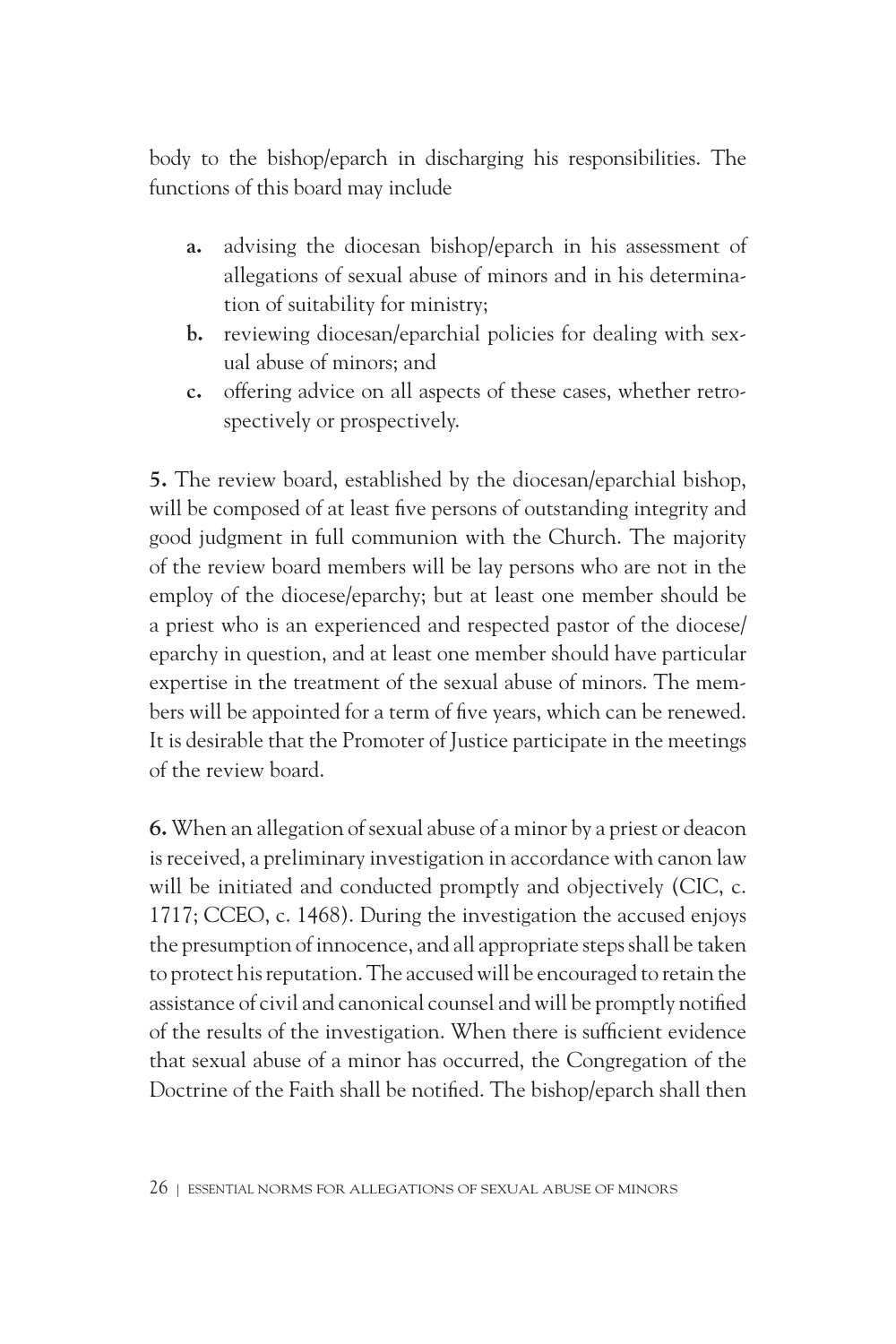body to the bishop/eparch in discharging his responsibilities. The functions of this board may include

- **a.** advising the diocesan bishop/eparch in his assessment of allegations of sexual abuse of minors and in his determination of suitability for ministry;
- **b.** reviewing diocesan/eparchial policies for dealing with sexual abuse of minors; and
- **c.** offering advice on all aspects of these cases, whether retrospectively or prospectively.

**5.** The review board, established by the diocesan/eparchial bishop, will be composed of at least five persons of outstanding integrity and good judgment in full communion with the Church. The majority of the review board members will be lay persons who are not in the employ of the diocese/eparchy; but at least one member should be a priest who is an experienced and respected pastor of the diocese/eparchy in question, and at least one member should have particular expertise in the treatment of the sexual abuse of minors. The members will be appointed for a term of five years, which can be renewed. It is desirable that the Promoter of Justice participate in the meetings of the review board.

**6.** When an allegation of sexual abuse of a minor by a priest or deacon is received, a preliminary investigation in accordance with canon law will be initiated and conducted promptly and objectively (CIC, c. 1717; CCEO, c. 1468). During the investigation the accused enjoys the presumption of innocence, and all appropriate steps shall be taken to protect his reputation. The accused will be encouraged to retain the assistance of civil and canonical counsel and will be promptly notified of the results of the investigation. When there is sufficient evidence that sexual abuse of a minor has occurred, the Congregation of the Doctrine of the Faith shall be notified. The bishop/eparch shall then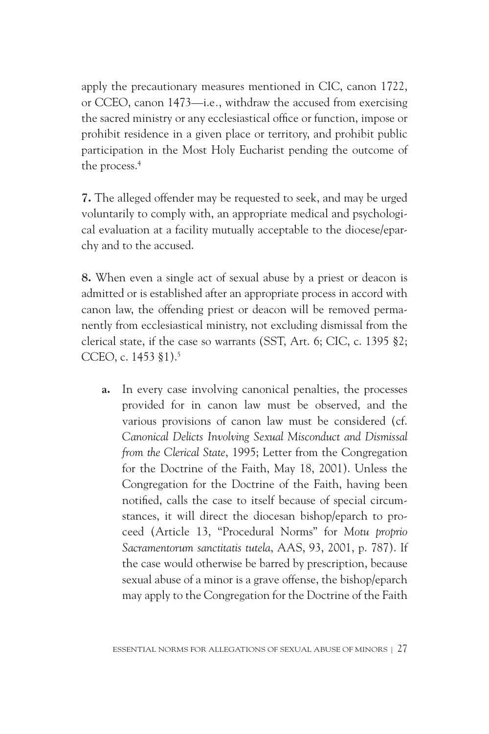apply the precautionary measures mentioned in CIC, canon 1722, or CCEO, canon 1473—i.e., withdraw the accused from exercising the sacred ministry or any ecclesiastical office or function, impose or prohibit residence in a given place or territory, and prohibit public participation in the Most Holy Eucharist pending the outcome of the process.[4]

**7.** The alleged offender may be requested to seek, and may be urged voluntarily to comply with, an appropriate medical and psychological evaluation at a facility mutually acceptable to the diocese/eparchy and to the accused.

**8.** When even a single act of sexual abuse by a priest or deacon is admitted or is established after an appropriate process in accord with canon law, the offending priest or deacon will be removed permanently from ecclesiastical ministry, not excluding dismissal from the clerical state, if the case so warrants (SST, Art. 6; CIC, c. 1395 §2; CCEO, c. 1453 §1).[5]

- **a.** In every case involving canonical penalties, the processes provided for in canon law must be observed, and the various provisions of canon law must be considered (cf. *Canonical Delicts Involving Sexual Misconduct and Dismissal from the Clerical State*, 1995; Letter from the Congregation for the Doctrine of the Faith, May 18, 2001). Unless the Congregation for the Doctrine of the Faith, having been notified, calls the case to itself because of special circumstances, it will direct the diocesan bishop/eparch to proceed (Article 13, "Procedural Norms" for *Motu proprio Sacramentorum sanctitatis tutela*, AAS, 93, 2001, p. 787). If the case would otherwise be barred by prescription, because sexual abuse of a minor is a grave offense, the bishop/eparch may apply to the Congregation for the Doctrine of the Faith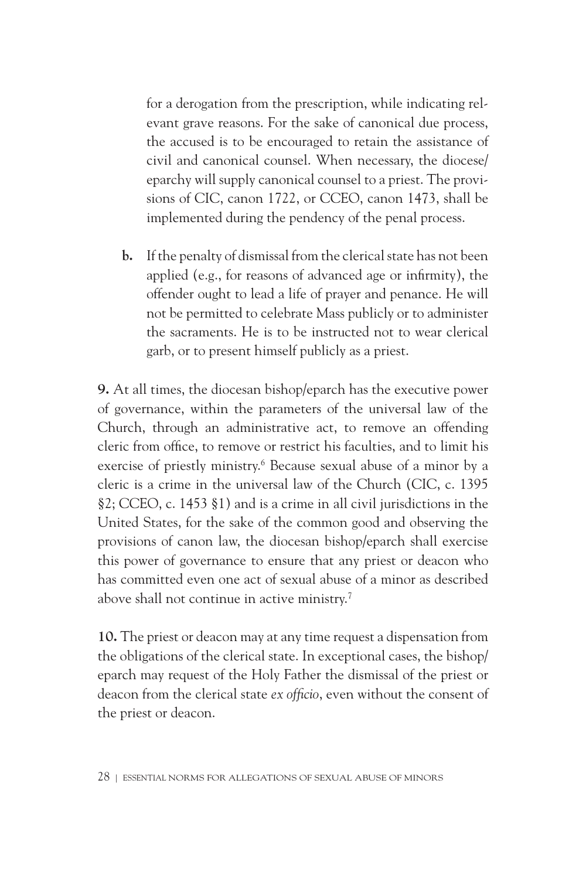for a derogation from the prescription, while indicating relevant grave reasons. For the sake of canonical due process, the accused is to be encouraged to retain the assistance of civil and canonical counsel. When necessary, the diocese/eparchy will supply canonical counsel to a priest. The provisions of CIC, canon 1722, or CCEO, canon 1473, shall be implemented during the pendency of the penal process.

**b.** If the penalty of dismissal from the clerical state has not been applied (e.g., for reasons of advanced age or infirmity), the offender ought to lead a life of prayer and penance. He will not be permitted to celebrate Mass publicly or to administer the sacraments. He is to be instructed not to wear clerical garb, or to present himself publicly as a priest.

**9.** At all times, the diocesan bishop/eparch has the executive power of governance, within the parameters of the universal law of the Church, through an administrative act, to remove an offending cleric from office, to remove or restrict his faculties, and to limit his exercise of priestly ministry.[6] Because sexual abuse of a minor by a cleric is a crime in the universal law of the Church (CIC, c. 1395 §2; CCEO, c. 1453 §1) and is a crime in all civil jurisdictions in the United States, for the sake of the common good and observing the provisions of canon law, the diocesan bishop/eparch shall exercise this power of governance to ensure that any priest or deacon who has committed even one act of sexual abuse of a minor as described above shall not continue in active ministry.[7]

**10.** The priest or deacon may at any time request a dispensation from the obligations of the clerical state. In exceptional cases, the bishop/eparch may request of the Holy Father the dismissal of the priest or deacon from the clerical state *ex officio*, even without the consent of the priest or deacon.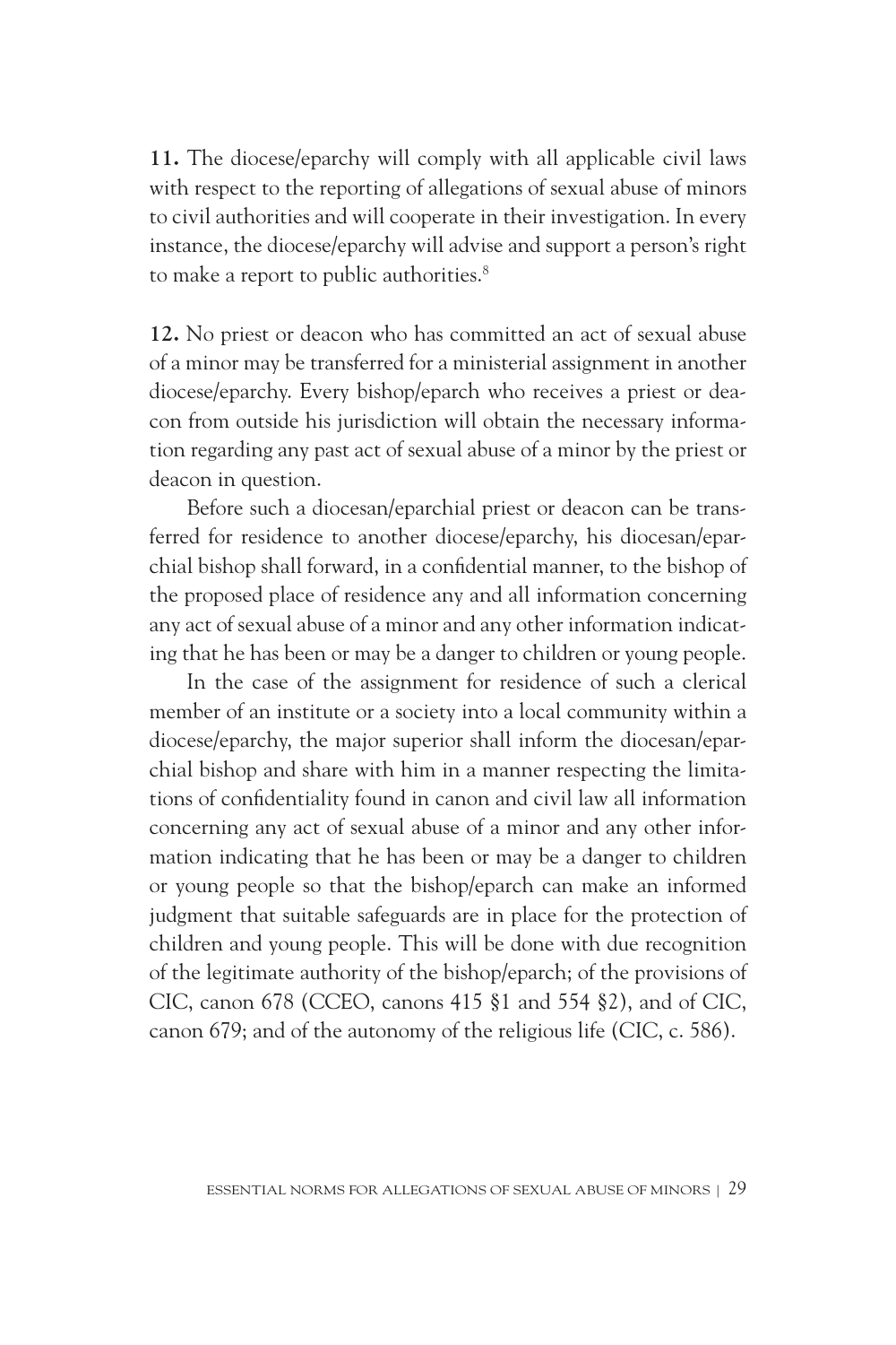**11.** The diocese/eparchy will comply with all applicable civil laws with respect to the reporting of allegations of sexual abuse of minors to civil authorities and will cooperate in their investigation. In every instance, the diocese/eparchy will advise and support a person's right to make a report to public authorities.[8]

**12.** No priest or deacon who has committed an act of sexual abuse of a minor may be transferred for a ministerial assignment in another diocese/eparchy. Every bishop/eparch who receives a priest or deacon from outside his jurisdiction will obtain the necessary information regarding any past act of sexual abuse of a minor by the priest or deacon in question.

Before such a diocesan/eparchial priest or deacon can be transferred for residence to another diocese/eparchy, his diocesan/eparchial bishop shall forward, in a confidential manner, to the bishop of the proposed place of residence any and all information concerning any act of sexual abuse of a minor and any other information indicating that he has been or may be a danger to children or young people.

In the case of the assignment for residence of such a clerical member of an institute or a society into a local community within a diocese/eparchy, the major superior shall inform the diocesan/eparchial bishop and share with him in a manner respecting the limitations of confidentiality found in canon and civil law all information concerning any act of sexual abuse of a minor and any other information indicating that he has been or may be a danger to children or young people so that the bishop/eparch can make an informed judgment that suitable safeguards are in place for the protection of children and young people. This will be done with due recognition of the legitimate authority of the bishop/eparch; of the provisions of CIC, canon 678 (CCEO, canons 415 §1 and 554 §2), and of CIC, canon 679; and of the autonomy of the religious life (CIC, c. 586).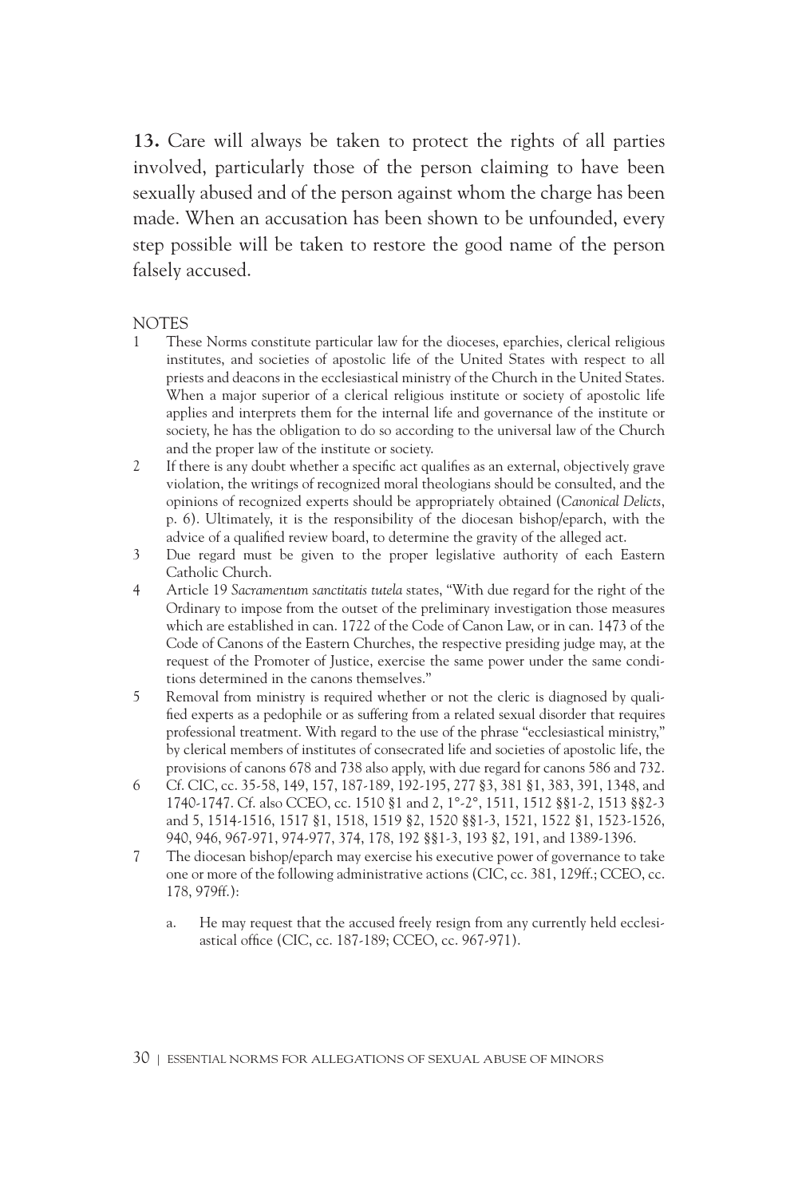**13.** Care will always be taken to protect the rights of all parties involved, particularly those of the person claiming to have been sexually abused and of the person against whom the charge has been made. When an accusation has been shown to be unfounded, every step possible will be taken to restore the good name of the person falsely accused.

NOTES

1 These Norms constitute particular law for the dioceses, eparchies, clerical religious institutes, and societies of apostolic life of the United States with respect to all priests and deacons in the ecclesiastical ministry of the Church in the United States. When a major superior of a clerical religious institute or society of apostolic life applies and interprets them for the internal life and governance of the institute or society, he has the obligation to do so according to the universal law of the Church and the proper law of the institute or society.

2 If there is any doubt whether a specific act qualifies as an external, objectively grave violation, the writings of recognized moral theologians should be consulted, and the opinions of recognized experts should be appropriately obtained (*Canonical Delicts*, p. 6). Ultimately, it is the responsibility of the diocesan bishop/eparch, with the advice of a qualified review board, to determine the gravity of the alleged act.

3 Due regard must be given to the proper legislative authority of each Eastern Catholic Church.

4 Article 19 *Sacramentum sanctitatis tutela* states, "With due regard for the right of the Ordinary to impose from the outset of the preliminary investigation those measures which are established in can. 1722 of the Code of Canon Law, or in can. 1473 of the Code of Canons of the Eastern Churches, the respective presiding judge may, at the request of the Promoter of Justice, exercise the same power under the same conditions determined in the canons themselves."

5 Removal from ministry is required whether or not the cleric is diagnosed by qualified experts as a pedophile or as suffering from a related sexual disorder that requires professional treatment. With regard to the use of the phrase "ecclesiastical ministry," by clerical members of institutes of consecrated life and societies of apostolic life, the provisions of canons 678 and 738 also apply, with due regard for canons 586 and 732.

6 Cf. CIC, cc. 35-58, 149, 157, 187-189, 192-195, 277 §3, 381 §1, 383, 391, 1348, and 1740-1747. Cf. also CCEO, cc. 1510 §1 and 2, 1°-2°, 1511, 1512 §§1-2, 1513 §§2-3 and 5, 1514-1516, 1517 §1, 1518, 1519 §2, 1520 §§1-3, 1521, 1522 §1, 1523-1526, 940, 946, 967-971, 974-977, 374, 178, 192 §§1-3, 193 §2, 191, and 1389-1396.

7 The diocesan bishop/eparch may exercise his executive power of governance to take one or more of the following administrative actions (CIC, cc. 381, 129ff.; CCEO, cc. 178, 979ff.):

   a. He may request that the accused freely resign from any currently held ecclesiastical office (CIC, cc. 187-189; CCEO, cc. 967-971).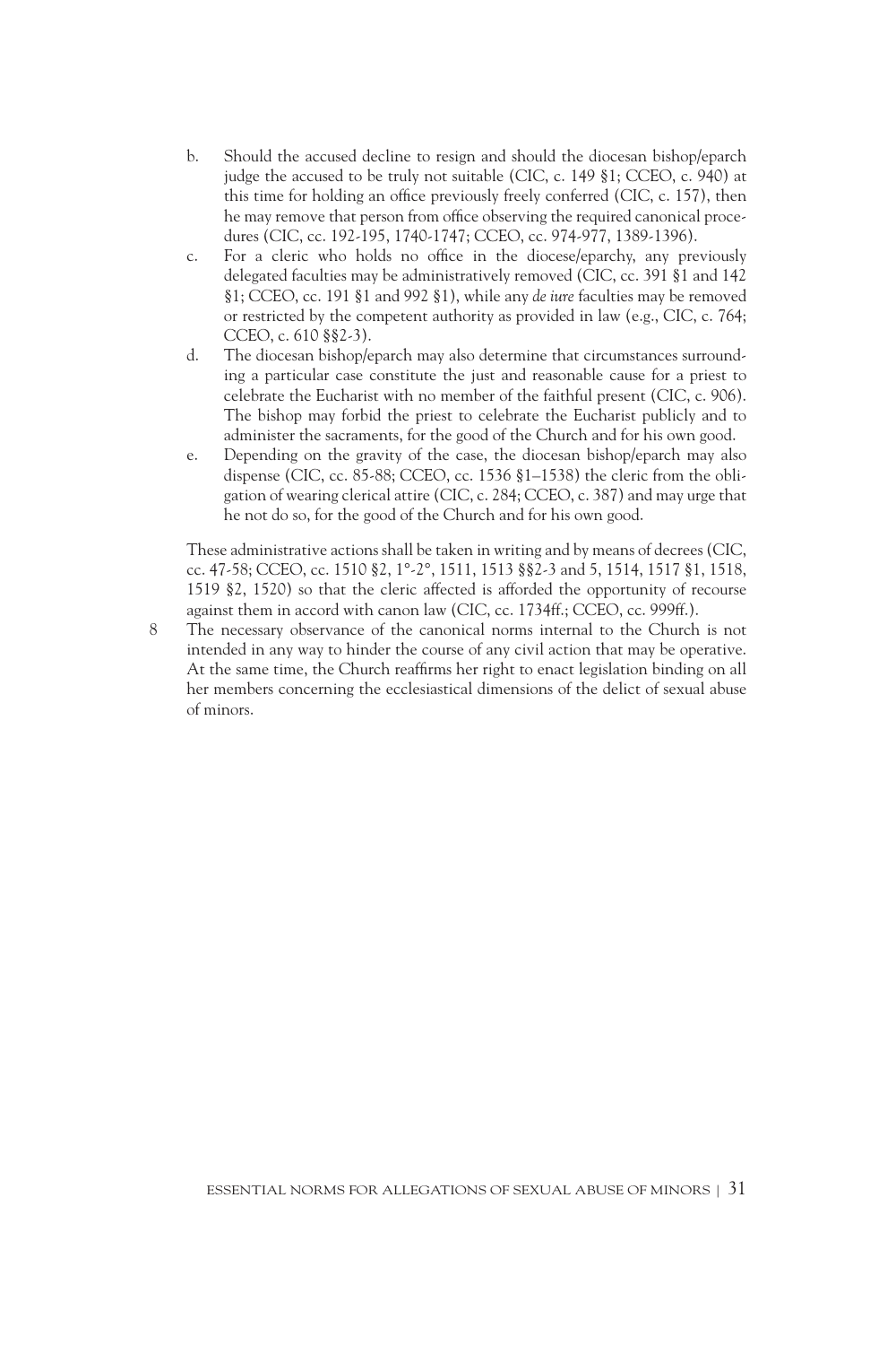b. Should the accused decline to resign and should the diocesan bishop/eparch judge the accused to be truly not suitable (CIC, c. 149 §1; CCEO, c. 940) at this time for holding an office previously freely conferred (CIC, c. 157), then he may remove that person from office observing the required canonical procedures (CIC, cc. 192-195, 1740-1747; CCEO, cc. 974-977, 1389-1396).
c. For a cleric who holds no office in the diocese/eparchy, any previously delegated faculties may be administratively removed (CIC, cc. 391 §1 and 142 §1; CCEO, cc. 191 §1 and 992 §1), while any *de iure* faculties may be removed or restricted by the competent authority as provided in law (e.g., CIC, c. 764; CCEO, c. 610 §§2-3).
d. The diocesan bishop/eparch may also determine that circumstances surrounding a particular case constitute the just and reasonable cause for a priest to celebrate the Eucharist with no member of the faithful present (CIC, c. 906). The bishop may forbid the priest to celebrate the Eucharist publicly and to administer the sacraments, for the good of the Church and for his own good.
e. Depending on the gravity of the case, the diocesan bishop/eparch may also dispense (CIC, cc. 85-88; CCEO, cc. 1536 §1–1538) the cleric from the obligation of wearing clerical attire (CIC, c. 284; CCEO, c. 387) and may urge that he not do so, for the good of the Church and for his own good.

These administrative actions shall be taken in writing and by means of decrees (CIC, cc. 47-58; CCEO, cc. 1510 §2, 1°-2°, 1511, 1513 §§2-3 and 5, 1514, 1517 §1, 1518, 1519 §2, 1520) so that the cleric affected is afforded the opportunity of recourse against them in accord with canon law (CIC, cc. 1734ff.; CCEO, cc. 999ff.).

8 The necessary observance of the canonical norms internal to the Church is not intended in any way to hinder the course of any civil action that may be operative. At the same time, the Church reaffirms her right to enact legislation binding on all her members concerning the ecclesiastical dimensions of the delict of sexual abuse of minors.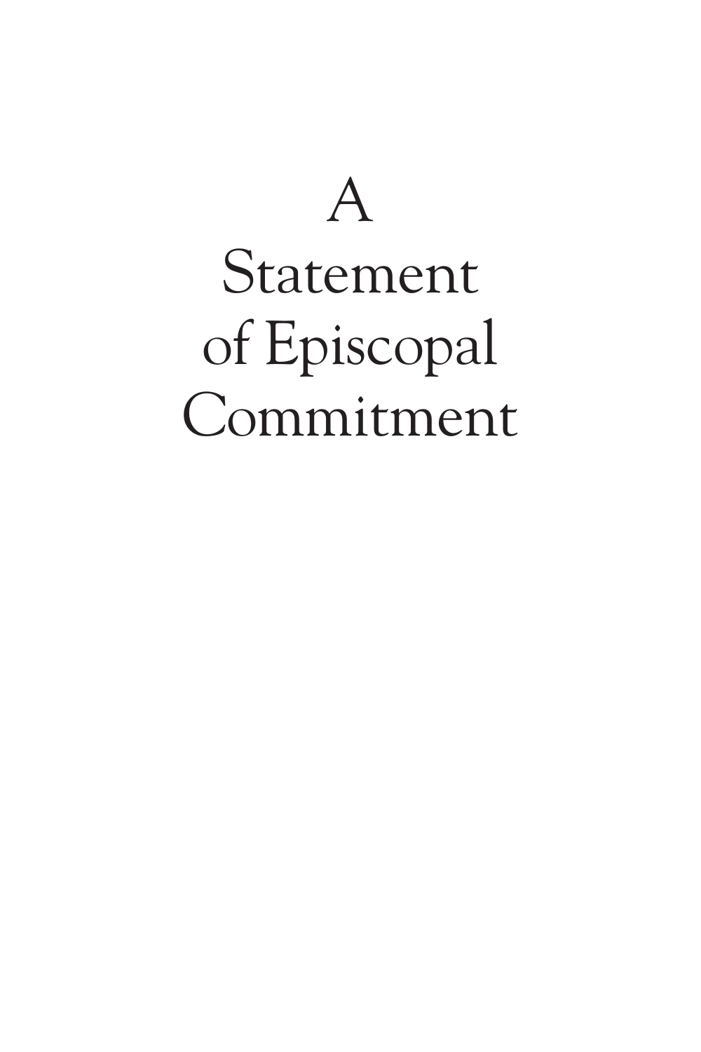# A Statement of Episcopal Commitment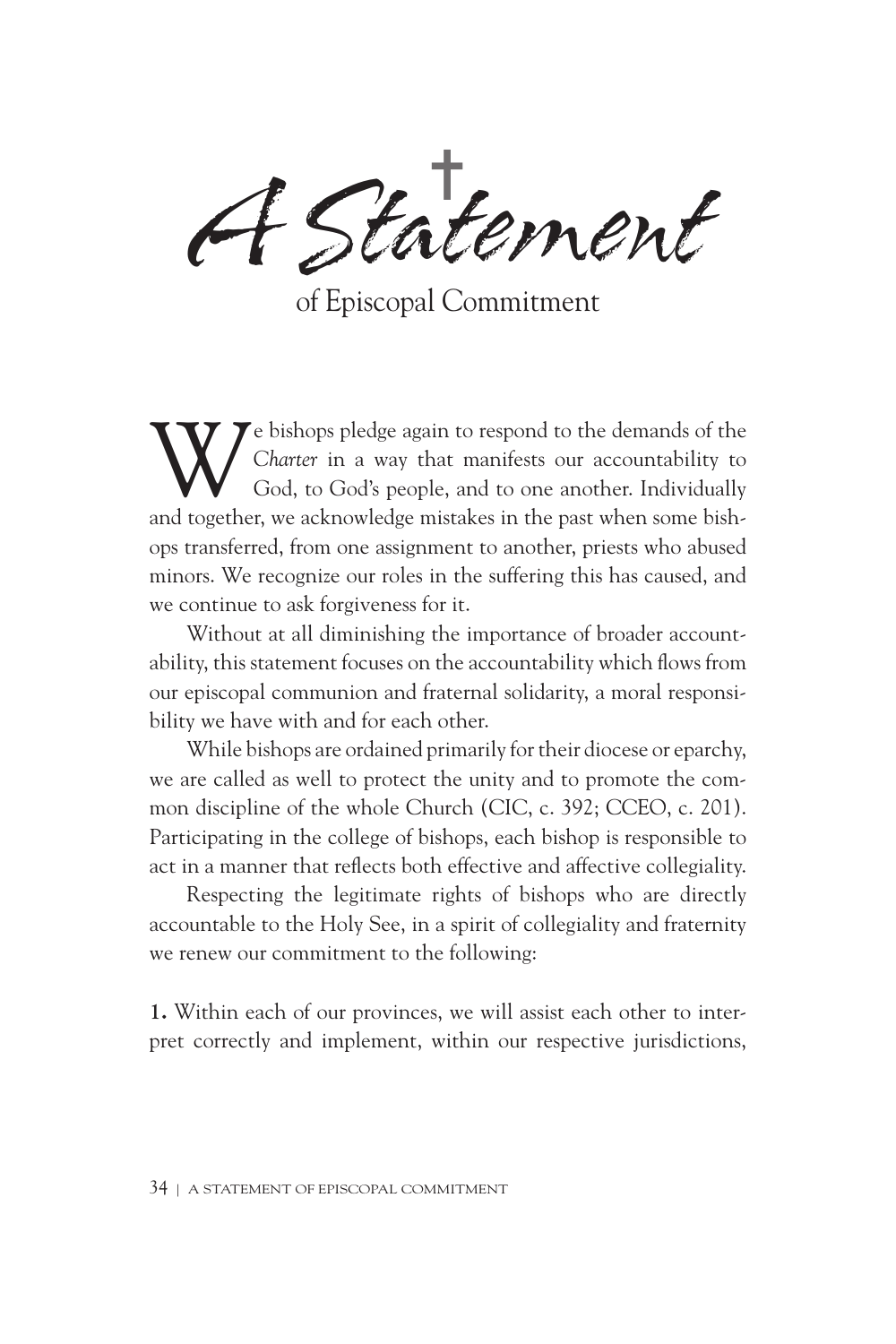# A Statement of Episcopal Commitment

We bishops pledge again to respond to the demands of the *Charter* in a way that manifests our accountability to God, to God's people, and to one another. Individually and together, we acknowledge mistakes in the past when some bishops transferred, from one assignment to another, priests who abused minors. We recognize our roles in the suffering this has caused, and we continue to ask forgiveness for it.

Without at all diminishing the importance of broader accountability, this statement focuses on the accountability which flows from our episcopal communion and fraternal solidarity, a moral responsibility we have with and for each other.

While bishops are ordained primarily for their diocese or eparchy, we are called as well to protect the unity and to promote the common discipline of the whole Church (CIC, c. 392; CCEO, c. 201). Participating in the college of bishops, each bishop is responsible to act in a manner that reflects both effective and affective collegiality.

Respecting the legitimate rights of bishops who are directly accountable to the Holy See, in a spirit of collegiality and fraternity we renew our commitment to the following:

**1.** Within each of our provinces, we will assist each other to interpret correctly and implement, within our respective jurisdictions,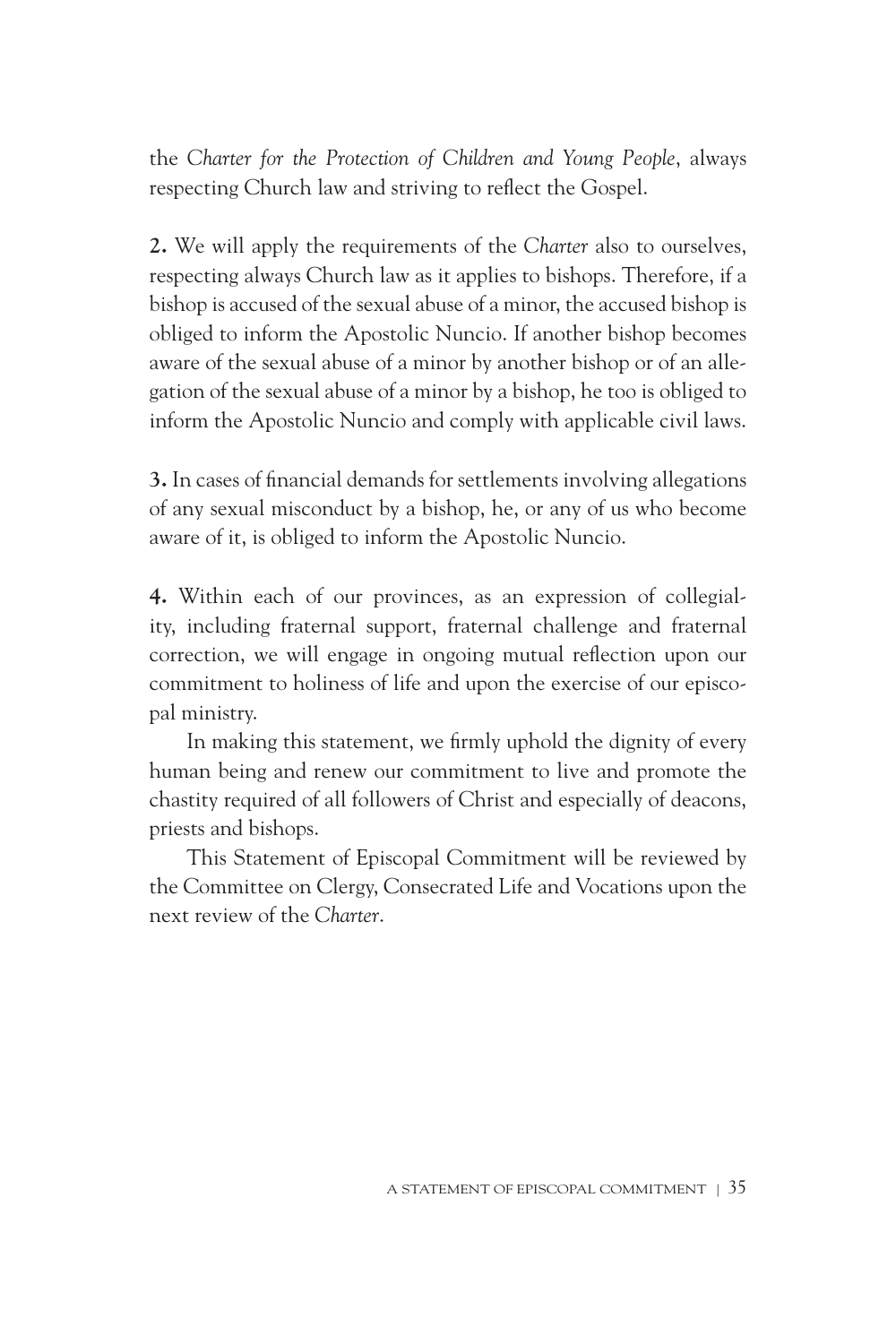the *Charter for the Protection of Children and Young People*, always respecting Church law and striving to reflect the Gospel.

**2.** We will apply the requirements of the *Charter* also to ourselves, respecting always Church law as it applies to bishops. Therefore, if a bishop is accused of the sexual abuse of a minor, the accused bishop is obliged to inform the Apostolic Nuncio. If another bishop becomes aware of the sexual abuse of a minor by another bishop or of an allegation of the sexual abuse of a minor by a bishop, he too is obliged to inform the Apostolic Nuncio and comply with applicable civil laws.

**3.** In cases of financial demands for settlements involving allegations of any sexual misconduct by a bishop, he, or any of us who become aware of it, is obliged to inform the Apostolic Nuncio.

**4.** Within each of our provinces, as an expression of collegiality, including fraternal support, fraternal challenge and fraternal correction, we will engage in ongoing mutual reflection upon our commitment to holiness of life and upon the exercise of our episcopal ministry.

In making this statement, we firmly uphold the dignity of every human being and renew our commitment to live and promote the chastity required of all followers of Christ and especially of deacons, priests and bishops.

This Statement of Episcopal Commitment will be reviewed by the Committee on Clergy, Consecrated Life and Vocations upon the next review of the *Charter*.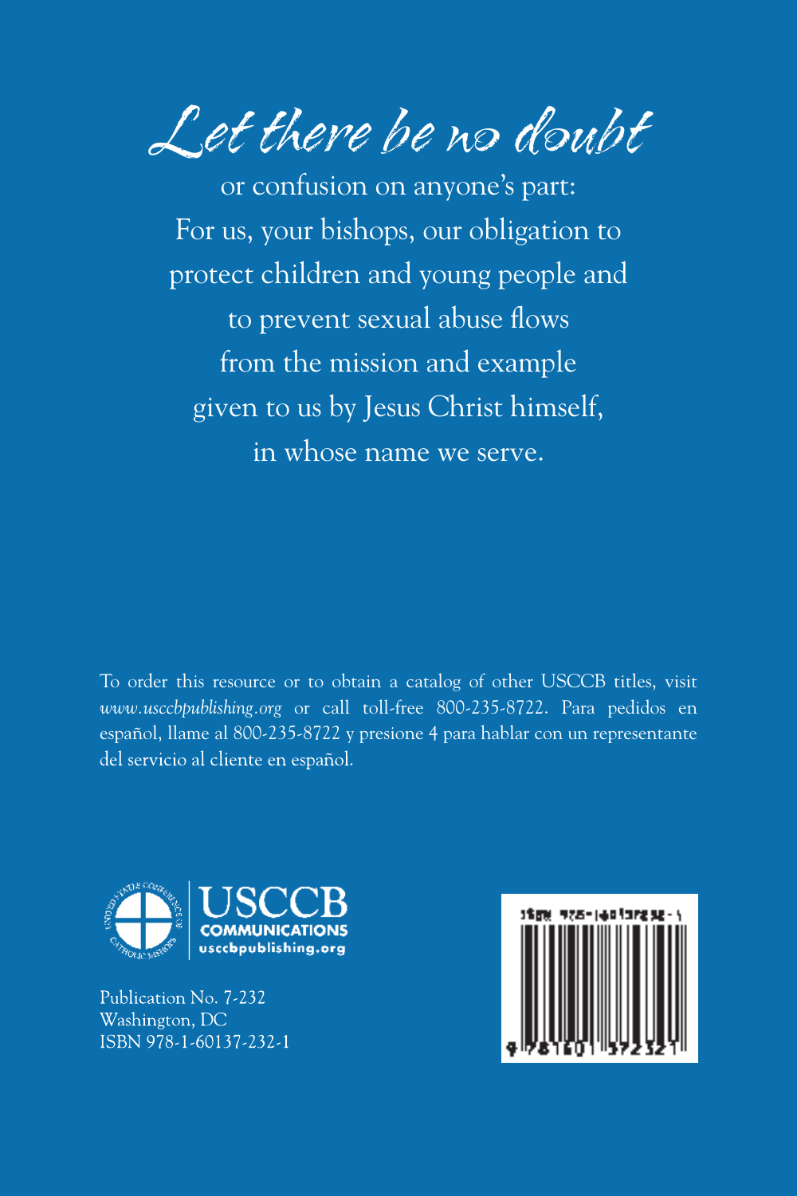*Let there be no doubt*

or confusion on anyone's part:
For us, your bishops, our obligation to protect children and young people and to prevent sexual abuse flows from the mission and example given to us by Jesus Christ himself, in whose name we serve.

To order this resource or to obtain a catalog of other USCCB titles, visit *www.usccbpublishing.org* or call toll-free 800-235-8722. Para pedidos en español, llame al 800-235-8722 y presione 4 para hablar con un representante del servicio al cliente en español.

USCCB COMMUNICATIONS
usccbpublishing.org

Publication No. 7-232
Washington, DC
ISBN 978-1-60137-232-1